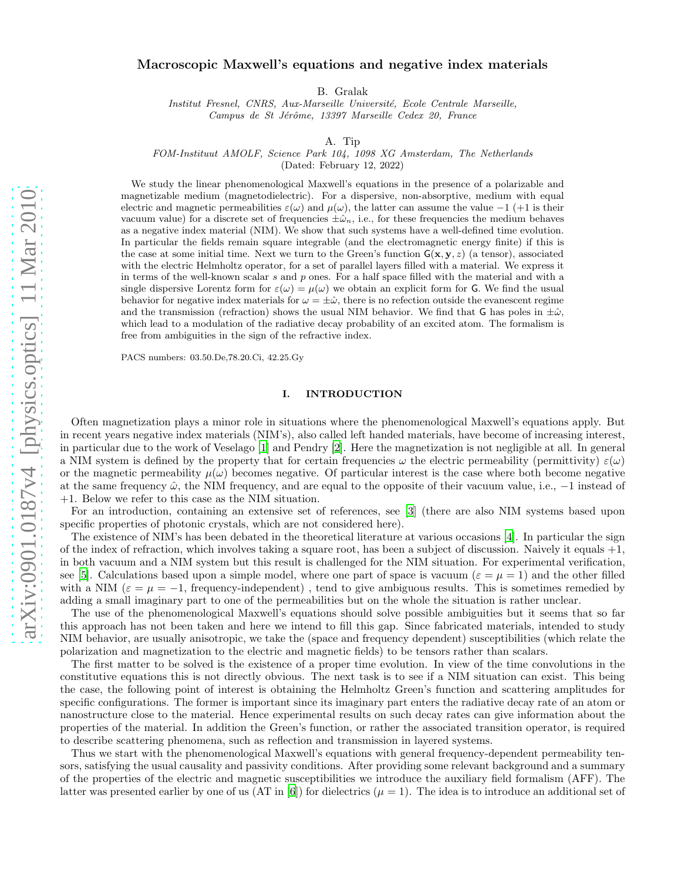# Macroscopic Maxwell's equations and negative index materials

B. Gralak

*Institut Fresnel, CNRS, Aix-Marseille Université, Ecole Centrale Marseille, Campus de St Jérôme, 13397 Marseille Cedex 20, France*

A. Tip

*FOM-Instituut AMOLF, Science Park 104, 1098 XG Amsterdam, The Netherlands*

(Dated: February 12, 2022)

We study the linear phenomenological Maxwell's equations in the presence of a polarizable and magnetizable medium (magnetodielectric). For a dispersive, non-absorptive, medium with equal electric and magnetic permeabilities $\varepsilon(\omega)$ and $\mu(\omega)$, the latter can assume the value $-1$ ($+1$ is their vacuum value) for a discrete set of frequencies $\pm\hat{\omega}_n$, i.e., for these frequencies the medium behaves as a negative index material (NIM). We show that such systems have a well-defined time evolution. In particular the fields remain square integrable (and the electromagnetic energy finite) if this is the case at some initial time. Next we turn to the Green's function $\mathsf{G}(\mathbf{x}, \mathbf{y}, z)$ (a tensor), associated with the electric Helmholtz operator, for a set of parallel layers filled with a material. We express it in terms of the well-known scalar $s$ and $p$ ones. For a half space filled with the material and with a single dispersive Lorentz form for $\varepsilon(\omega) = \mu(\omega)$ we obtain an explicit form for $\mathsf{G}$. We find the usual behavior for negative index materials for $\omega = \pm\hat{\omega}$, there is no refection outside the evanescent regime and the transmission (refraction) shows the usual NIM behavior. We find that $\mathsf{G}$ has poles in $\pm\hat{\omega}$, which lead to a modulation of the radiative decay probability of an excited atom. The formalism is free from ambiguities in the sign of the refractive index.

PACS numbers: 03.50.De,78.20.Ci, 42.25.Gy

## I. INTRODUCTION

Often magnetization plays a minor role in situations where the phenomenological Maxwell's equations apply. But in recent years negative index materials (NIM's), also called left handed materials, have become of increasing interest, in particular due to the work of Veselago [1] and Pendry [2]. Here the magnetization is not negligible at all. In general a NIM system is defined by the property that for certain frequencies $\omega$ the electric permeability (permittivity) $\varepsilon(\omega)$ or the magnetic permeability $\mu(\omega)$ becomes negative. Of particular interest is the case where both become negative at the same frequency $\hat{\omega}$, the NIM frequency, and are equal to the opposite of their vacuum value, i.e., $-1$ instead of $+1$. Below we refer to this case as the NIM situation.

For an introduction, containing an extensive set of references, see [3] (there are also NIM systems based upon specific properties of photonic crystals, which are not considered here).

The existence of NIM's has been debated in the theoretical literature at various occasions [4]. In particular the sign of the index of refraction, which involves taking a square root, has been a subject of discussion. Naively it equals $+1$, in both vacuum and a NIM system but this result is challenged for the NIM situation. For experimental verification, see [5]. Calculations based upon a simple model, where one part of space is vacuum ($\varepsilon = \mu = 1$) and the other filled with a NIM ($\varepsilon = \mu = -1$, frequency-independent) , tend to give ambiguous results. This is sometimes remedied by adding a small imaginary part to one of the permeabilities but on the whole the situation is rather unclear.

The use of the phenomenological Maxwell's equations should solve possible ambiguities but it seems that so far this approach has not been taken and here we intend to fill this gap. Since fabricated materials, intended to study NIM behavior, are usually anisotropic, we take the (space and frequency dependent) susceptibilities (which relate the polarization and magnetization to the electric and magnetic fields) to be tensors rather than scalars.

The first matter to be solved is the existence of a proper time evolution. In view of the time convolutions in the constitutive equations this is not directly obvious. The next task is to see if a NIM situation can exist. This being the case, the following point of interest is obtaining the Helmholtz Green's function and scattering amplitudes for specific configurations. The former is important since its imaginary part enters the radiative decay rate of an atom or nanostructure close to the material. Hence experimental results on such decay rates can give information about the properties of the material. In addition the Green's function, or rather the associated transition operator, is required to describe scattering phenomena, such as reflection and transmission in layered systems.

Thus we start with the phenomenological Maxwell's equations with general frequency-dependent permeability tensors, satisfying the usual causality and passivity conditions. After providing some relevant background and a summary of the properties of the electric and magnetic susceptibilities we introduce the auxiliary field formalism (AFF). The latter was presented earlier by one of us (AT in [6]) for dielectrics ($\mu = 1$). The idea is to introduce an additional set of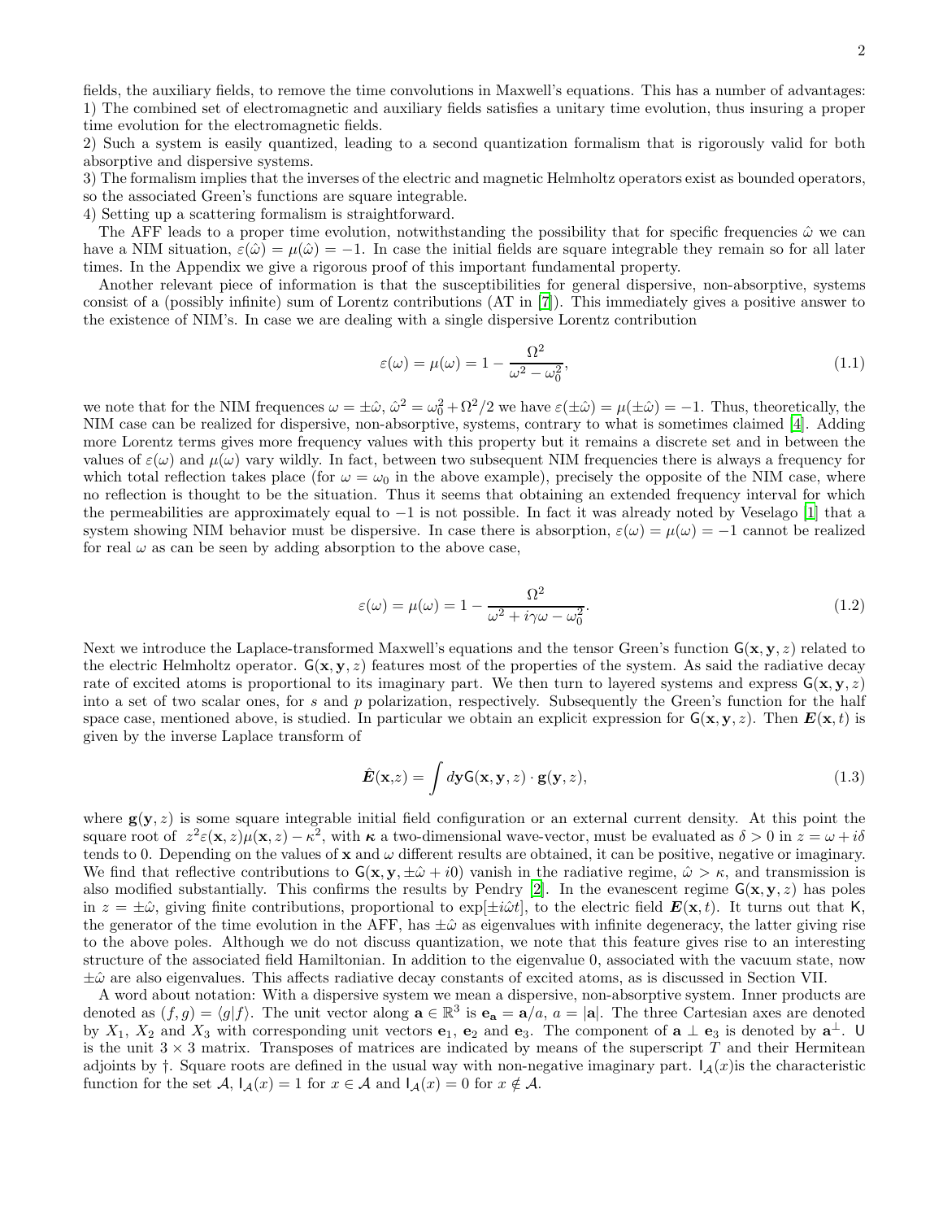fields, the auxiliary fields, to remove the time convolutions in Maxwell's equations. This has a number of advantages:
1) The combined set of electromagnetic and auxiliary fields satisfies a unitary time evolution, thus insuring a proper time evolution for the electromagnetic fields.
2) Such a system is easily quantized, leading to a second quantization formalism that is rigorously valid for both absorptive and dispersive systems.
3) The formalism implies that the inverses of the electric and magnetic Helmholtz operators exist as bounded operators, so the associated Green's functions are square integrable.
4) Setting up a scattering formalism is straightforward.

The AFF leads to a proper time evolution, notwithstanding the possibility that for specific frequencies $\hat{\omega}$ we can have a NIM situation, $\varepsilon(\hat{\omega}) = \mu(\hat{\omega}) = -1$. In case the initial fields are square integrable they remain so for all later times. In the Appendix we give a rigorous proof of this important fundamental property.

Another relevant piece of information is that the susceptibilities for general dispersive, non-absorptive, systems consist of a (possibly infinite) sum of Lorentz contributions (AT in [7]). This immediately gives a positive answer to the existence of NIM's. In case we are dealing with a single dispersive Lorentz contribution

$$\varepsilon(\omega) = \mu(\omega) = 1 - \frac{\Omega^2}{\omega^2 - \omega_0^2}, \tag{1.1}$$

we note that for the NIM frequences $\omega = \pm\hat{\omega}$, $\hat{\omega}^2 = \omega_0^2 + \Omega^2/2$ we have $\varepsilon(\pm\hat{\omega}) = \mu(\pm\hat{\omega}) = -1$. Thus, theoretically, the NIM case can be realized for dispersive, non-absorptive, systems, contrary to what is sometimes claimed [4]. Adding more Lorentz terms gives more frequency values with this property but it remains a discrete set and in between the values of $\varepsilon(\omega)$ and $\mu(\omega)$ vary wildly. In fact, between two subsequent NIM frequencies there is always a frequency for which total reflection takes place (for $\omega = \omega_0$ in the above example), precisely the opposite of the NIM case, where no reflection is thought to be the situation. Thus it seems that obtaining an extended frequency interval for which the permeabilities are approximately equal to $-1$ is not possible. In fact it was already noted by Veselago [1] that a system showing NIM behavior must be dispersive. In case there is absorption, $\varepsilon(\omega) = \mu(\omega) = -1$ cannot be realized for real $\omega$ as can be seen by adding absorption to the above case,

$$\varepsilon(\omega) = \mu(\omega) = 1 - \frac{\Omega^2}{\omega^2 + i\gamma\omega - \omega_0^2}. \tag{1.2}$$

Next we introduce the Laplace-transformed Maxwell's equations and the tensor Green's function $\mathsf{G}(\mathbf{x}, \mathbf{y}, z)$ related to the electric Helmholtz operator. $\mathsf{G}(\mathbf{x}, \mathbf{y}, z)$ features most of the properties of the system. As said the radiative decay rate of excited atoms is proportional to its imaginary part. We then turn to layered systems and express $\mathsf{G}(\mathbf{x}, \mathbf{y}, z)$ into a set of two scalar ones, for $s$ and $p$ polarization, respectively. Subsequently the Green's function for the half space case, mentioned above, is studied. In particular we obtain an explicit expression for $\mathsf{G}(\mathbf{x}, \mathbf{y}, z)$. Then $\boldsymbol{E}(\mathbf{x}, t)$ is given by the inverse Laplace transform of

$$\hat{\boldsymbol{E}}(\mathbf{x}, z) = \int d\mathbf{y} \mathsf{G}(\mathbf{x}, \mathbf{y}, z) \cdot \mathbf{g}(\mathbf{y}, z), \tag{1.3}$$

where $\mathbf{g}(\mathbf{y}, z)$ is some square integrable initial field configuration or an external current density. At this point the square root of $z^2\varepsilon(\mathbf{x}, z)\mu(\mathbf{x}, z) - \kappa^2$, with $\boldsymbol{\kappa}$ a two-dimensional wave-vector, must be evaluated as $\delta > 0$ in $z = \omega + i\delta$ tends to 0. Depending on the values of $\mathbf{x}$ and $\omega$ different results are obtained, it can be positive, negative or imaginary. We find that reflective contributions to $\mathsf{G}(\mathbf{x}, \mathbf{y}, \pm\hat{\omega} + i0)$ vanish in the radiative regime, $\hat{\omega} > \kappa$, and transmission is also modified substantially. This confirms the results by Pendry [2]. In the evanescent regime $\mathsf{G}(\mathbf{x}, \mathbf{y}, z)$ has poles in $z = \pm\hat{\omega}$, giving finite contributions, proportional to $\exp[\pm i\hat{\omega}t]$, to the electric field $\boldsymbol{E}(\mathbf{x}, t)$. It turns out that $\mathsf{K}$, the generator of the time evolution in the AFF, has $\pm\hat{\omega}$ as eigenvalues with infinite degeneracy, the latter giving rise to the above poles. Although we do not discuss quantization, we note that this feature gives rise to an interesting structure of the associated field Hamiltonian. In addition to the eigenvalue 0, associated with the vacuum state, now $\pm\hat{\omega}$ are also eigenvalues. This affects radiative decay constants of excited atoms, as is discussed in Section VII.

A word about notation: With a dispersive system we mean a dispersive, non-absorptive system. Inner products are denoted as $(f, g) = \langle g|f\rangle$. The unit vector along $\mathbf{a} \in \mathbb{R}^3$ is $\mathbf{e_a} = \mathbf{a}/a$, $a = |\mathbf{a}|$. The three Cartesian axes are denoted by $X_1$, $X_2$ and $X_3$ with corresponding unit vectors $\mathbf{e}_1$, $\mathbf{e}_2$ and $\mathbf{e}_3$. The component of $\mathbf{a} \perp \mathbf{e}_3$ is denoted by $\mathbf{a}^{\perp}$. $\mathsf{U}$ is the unit $3 \times 3$ matrix. Transposes of matrices are indicated by means of the superscript $T$ and their Hermitean adjoints by $\dagger$. Square roots are defined in the usual way with non-negative imaginary part. $\mathsf{I}_{\mathcal{A}}(x)$is the characteristic function for the set $\mathcal{A}$, $\mathsf{I}_{\mathcal{A}}(x) = 1$ for $x \in \mathcal{A}$ and $\mathsf{I}_{\mathcal{A}}(x) = 0$ for $x \notin \mathcal{A}$.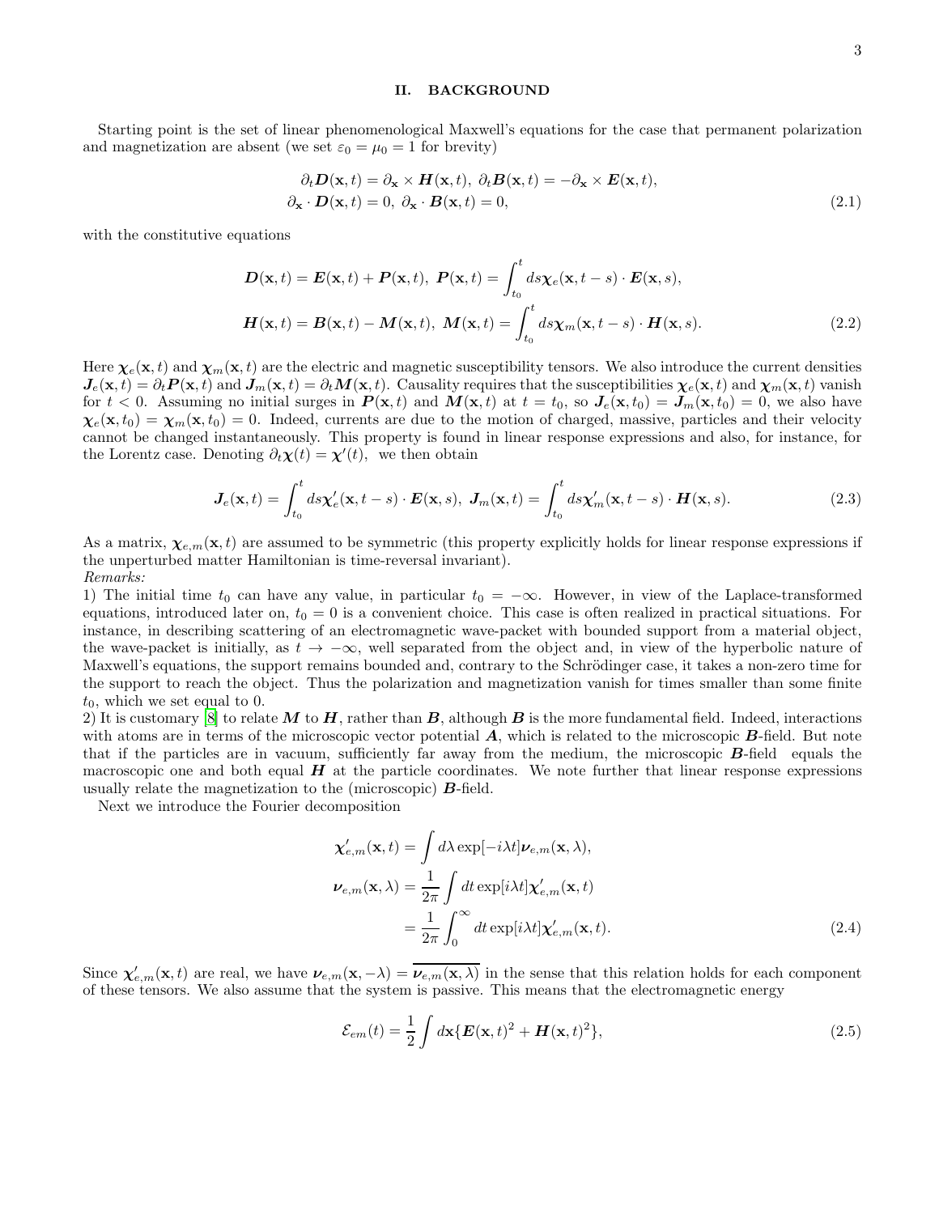## II. BACKGROUND

Starting point is the set of linear phenomenological Maxwell's equations for the case that permanent polarization and magnetization are absent (we set $\varepsilon_0 = \mu_0 = 1$ for brevity)

$$
\begin{aligned}
\partial_t \boldsymbol{D}(\mathbf{x},t) = \partial_{\mathbf{x}} \times \boldsymbol{H}(\mathbf{x},t),\ \partial_t \boldsymbol{B}(\mathbf{x},t) = -\partial_{\mathbf{x}} \times \boldsymbol{E}(\mathbf{x},t),\\
\partial_{\mathbf{x}} \cdot \boldsymbol{D}(\mathbf{x},t) = 0,\ \partial_{\mathbf{x}} \cdot \boldsymbol{B}(\mathbf{x},t) = 0,
\end{aligned}
\tag{2.1}
$$

with the constitutive equations

$$
\begin{aligned}
\boldsymbol{D}(\mathbf{x},t) = \boldsymbol{E}(\mathbf{x},t) + \boldsymbol{P}(\mathbf{x},t),\ \boldsymbol{P}(\mathbf{x},t) = \int_{t_0}^{t} ds \boldsymbol{\chi}_e(\mathbf{x},t-s) \cdot \boldsymbol{E}(\mathbf{x},s),\\
\boldsymbol{H}(\mathbf{x},t) = \boldsymbol{B}(\mathbf{x},t) - \boldsymbol{M}(\mathbf{x},t),\ \boldsymbol{M}(\mathbf{x},t) = \int_{t_0}^{t} ds \boldsymbol{\chi}_m(\mathbf{x},t-s) \cdot \boldsymbol{H}(\mathbf{x},s).
\end{aligned}
\tag{2.2}
$$

Here $\boldsymbol{\chi}_e(\mathbf{x},t)$ and $\boldsymbol{\chi}_m(\mathbf{x},t)$ are the electric and magnetic susceptibility tensors. We also introduce the current densities $\boldsymbol{J}_e(\mathbf{x},t) = \partial_t \boldsymbol{P}(\mathbf{x},t)$ and $\boldsymbol{J}_m(\mathbf{x},t) = \partial_t \boldsymbol{M}(\mathbf{x},t)$. Causality requires that the susceptibilities $\boldsymbol{\chi}_e(\mathbf{x},t)$ and $\boldsymbol{\chi}_m(\mathbf{x},t)$ vanish for $t < 0$. Assuming no initial surges in $\boldsymbol{P}(\mathbf{x},t)$ and $\boldsymbol{M}(\mathbf{x},t)$ at $t = t_0$, so $\boldsymbol{J}_e(\mathbf{x},t_0) = \boldsymbol{J}_m(\mathbf{x},t_0) = 0$, we also have $\boldsymbol{\chi}_e(\mathbf{x},t_0) = \boldsymbol{\chi}_m(\mathbf{x},t_0) = 0$. Indeed, currents are due to the motion of charged, massive, particles and their velocity cannot be changed instantaneously. This property is found in linear response expressions and also, for instance, for the Lorentz case. Denoting $\partial_t \boldsymbol{\chi}(t) = \boldsymbol{\chi}'(t)$, we then obtain

$$
\boldsymbol{J}_e(\mathbf{x},t) = \int_{t_0}^{t} ds \boldsymbol{\chi}_e'(\mathbf{x},t-s) \cdot \boldsymbol{E}(\mathbf{x},s),\ \boldsymbol{J}_m(\mathbf{x},t) = \int_{t_0}^{t} ds \boldsymbol{\chi}_m'(\mathbf{x},t-s) \cdot \boldsymbol{H}(\mathbf{x},s).
\tag{2.3}
$$

As a matrix, $\boldsymbol{\chi}_{e,m}(\mathbf{x},t)$ are assumed to be symmetric (this property explicitly holds for linear response expressions if the unperturbed matter Hamiltonian is time-reversal invariant).

*Remarks:*

1) The initial time $t_0$ can have any value, in particular $t_0 = -\infty$. However, in view of the Laplace-transformed equations, introduced later on, $t_0 = 0$ is a convenient choice. This case is often realized in practical situations. For instance, in describing scattering of an electromagnetic wave-packet with bounded support from a material object, the wave-packet is initially, as $t \to -\infty$, well separated from the object and, in view of the hyperbolic nature of Maxwell's equations, the support remains bounded and, contrary to the Schrödinger case, it takes a non-zero time for the support to reach the object. Thus the polarization and magnetization vanish for times smaller than some finite $t_0$, which we set equal to 0.

2) It is customary [8] to relate $\boldsymbol{M}$ to $\boldsymbol{H}$, rather than $\boldsymbol{B}$, although $\boldsymbol{B}$ is the more fundamental field. Indeed, interactions with atoms are in terms of the microscopic vector potential $\boldsymbol{A}$, which is related to the microscopic $\boldsymbol{B}$-field. But note that if the particles are in vacuum, sufficiently far away from the medium, the microscopic $\boldsymbol{B}$-field equals the macroscopic one and both equal $\boldsymbol{H}$ at the particle coordinates. We note further that linear response expressions usually relate the magnetization to the (microscopic) $\boldsymbol{B}$-field.

Next we introduce the Fourier decomposition

$$
\begin{aligned}
\boldsymbol{\chi}_{e,m}'(\mathbf{x},t) &= \int d\lambda \exp[-i\lambda t] \boldsymbol{\nu}_{e,m}(\mathbf{x},\lambda),\\
\boldsymbol{\nu}_{e,m}(\mathbf{x},\lambda) &= \frac{1}{2\pi} \int dt \exp[i\lambda t] \boldsymbol{\chi}_{e,m}'(\mathbf{x},t)\\
&= \frac{1}{2\pi} \int_0^{\infty} dt \exp[i\lambda t] \boldsymbol{\chi}_{e,m}'(\mathbf{x},t).
\end{aligned}
\tag{2.4}
$$

Since $\boldsymbol{\chi}_{e,m}'(\mathbf{x},t)$ are real, we have $\boldsymbol{\nu}_{e,m}(\mathbf{x},-\lambda) = \overline{\boldsymbol{\nu}_{e,m}(\mathbf{x},\lambda)}$ in the sense that this relation holds for each component of these tensors. We also assume that the system is passive. This means that the electromagnetic energy

$$
\mathcal{E}_{em}(t) = \frac{1}{2} \int d\mathbf{x} \{\boldsymbol{E}(\mathbf{x},t)^2 + \boldsymbol{H}(\mathbf{x},t)^2\},
\tag{2.5}
$$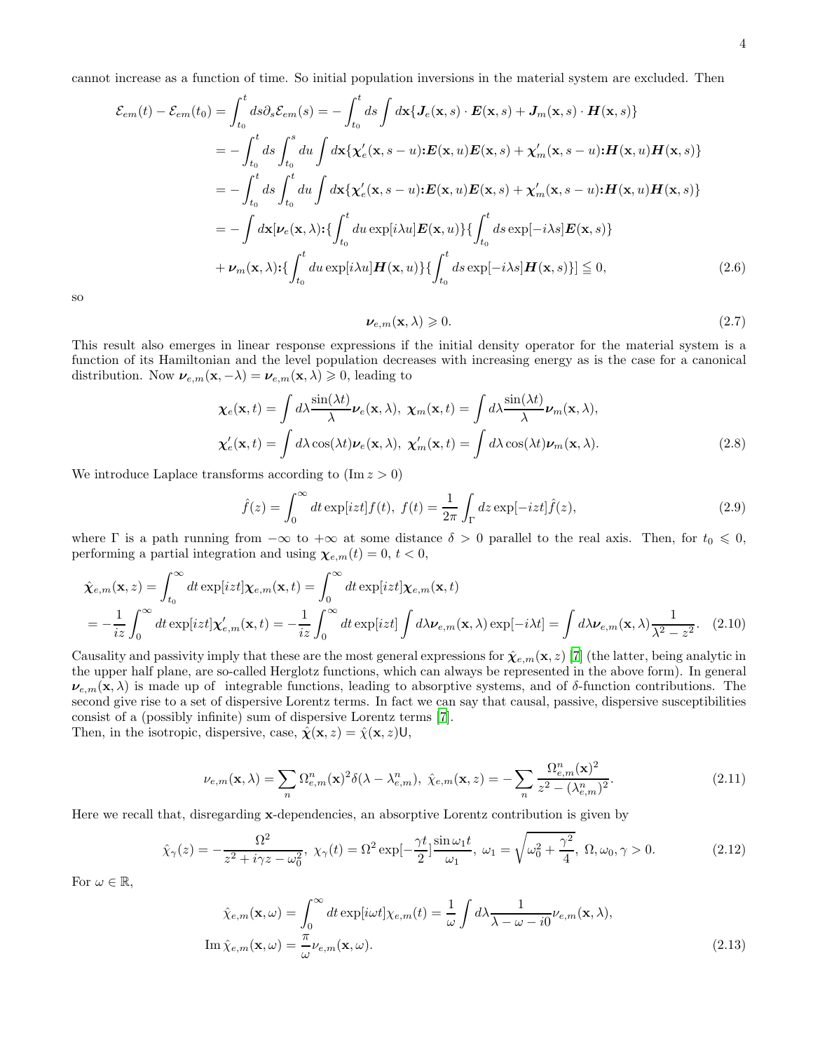cannot increase as a function of time. So initial population inversions in the material system are excluded. Then

$$
\begin{aligned}
\mathcal{E}_{em}(t)-\mathcal{E}_{em}(t_0) &= \int_{t_0}^{t} ds\,\partial_s\mathcal{E}_{em}(s) = -\int_{t_0}^{t} ds\int d\mathbf{x}\{\boldsymbol{J}_e(\mathbf{x},s)\cdot\boldsymbol{E}(\mathbf{x},s)+\boldsymbol{J}_m(\mathbf{x},s)\cdot\boldsymbol{H}(\mathbf{x},s)\}\\
&= -\int_{t_0}^{t} ds\int_{t_0}^{s} du\int d\mathbf{x}\{\boldsymbol{\chi}_e'(\mathbf{x},s-u){:}\boldsymbol{E}(\mathbf{x},u)\boldsymbol{E}(\mathbf{x},s)+\boldsymbol{\chi}_m'(\mathbf{x},s-u){:}\boldsymbol{H}(\mathbf{x},u)\boldsymbol{H}(\mathbf{x},s)\}\\
&= -\int_{t_0}^{t} ds\int_{t_0}^{t} du\int d\mathbf{x}\{\boldsymbol{\chi}_e'(\mathbf{x},s-u){:}\boldsymbol{E}(\mathbf{x},u)\boldsymbol{E}(\mathbf{x},s)+\boldsymbol{\chi}_m'(\mathbf{x},s-u){:}\boldsymbol{H}(\mathbf{x},u)\boldsymbol{H}(\mathbf{x},s)\}\\
&= -\int d\mathbf{x}[\boldsymbol{\nu}_e(\mathbf{x},\lambda){:}\{\int_{t_0}^{t} du\exp[i\lambda u]\boldsymbol{E}(\mathbf{x},u)\}\{\int_{t_0}^{t} ds\exp[-i\lambda s]\boldsymbol{E}(\mathbf{x},s)\}\\
&\quad+\boldsymbol{\nu}_m(\mathbf{x},\lambda){:}\{\int_{t_0}^{t} du\exp[i\lambda u]\boldsymbol{H}(\mathbf{x},u)\}\{\int_{t_0}^{t} ds\exp[-i\lambda s]\boldsymbol{H}(\mathbf{x},s)\}] \leqq 0,
\end{aligned}
\tag{2.6}
$$

so

$$
\boldsymbol{\nu}_{e,m}(\mathbf{x},\lambda)\geqslant 0. \tag{2.7}
$$

This result also emerges in linear response expressions if the initial density operator for the material system is a function of its Hamiltonian and the level population decreases with increasing energy as is the case for a canonical distribution. Now $\boldsymbol{\nu}_{e,m}(\mathbf{x},-\lambda)=\boldsymbol{\nu}_{e,m}(\mathbf{x},\lambda)\geqslant 0$, leading to

$$
\begin{aligned}
&\boldsymbol{\chi}_e(\mathbf{x},t)=\int d\lambda\frac{\sin(\lambda t)}{\lambda}\boldsymbol{\nu}_e(\mathbf{x},\lambda),\ \boldsymbol{\chi}_m(\mathbf{x},t)=\int d\lambda\frac{\sin(\lambda t)}{\lambda}\boldsymbol{\nu}_m(\mathbf{x},\lambda),\\
&\boldsymbol{\chi}_e'(\mathbf{x},t)=\int d\lambda\cos(\lambda t)\boldsymbol{\nu}_e(\mathbf{x},\lambda),\ \boldsymbol{\chi}_m'(\mathbf{x},t)=\int d\lambda\cos(\lambda t)\boldsymbol{\nu}_m(\mathbf{x},\lambda).
\end{aligned}
\tag{2.8}
$$

We introduce Laplace transforms according to ($\mathrm{Im}\, z>0$)

$$
\hat{f}(z)=\int_0^\infty dt\exp[izt]f(t),\ f(t)=\frac{1}{2\pi}\int_\Gamma dz\exp[-izt]\hat{f}(z), \tag{2.9}
$$

where $\Gamma$ is a path running from $-\infty$ to $+\infty$ at some distance $\delta>0$ parallel to the real axis. Then, for $t_0\leqslant 0$, performing a partial integration and using $\boldsymbol{\chi}_{e,m}(t)=0,\ t<0$,

$$
\begin{aligned}
\hat{\boldsymbol{\chi}}_{e,m}(\mathbf{x},z)&=\int_{t_0}^\infty dt\exp[izt]\boldsymbol{\chi}_{e,m}(\mathbf{x},t)=\int_0^\infty dt\exp[izt]\boldsymbol{\chi}_{e,m}(\mathbf{x},t)\\
&=-\frac{1}{iz}\int_0^\infty dt\exp[izt]\boldsymbol{\chi}_{e,m}'(\mathbf{x},t)=-\frac{1}{iz}\int_0^\infty dt\exp[izt]\int d\lambda\boldsymbol{\nu}_{e,m}(\mathbf{x},\lambda)\exp[-i\lambda t]=\int d\lambda\boldsymbol{\nu}_{e,m}(\mathbf{x},\lambda)\frac{1}{\lambda^2-z^2}.
\end{aligned}
\tag{2.10}
$$

Causality and passivity imply that these are the most general expressions for $\hat{\boldsymbol{\chi}}_{e,m}(\mathbf{x},z)$ [7] (the latter, being analytic in the upper half plane, are so-called Herglotz functions, which can always be represented in the above form). In general $\boldsymbol{\nu}_{e,m}(\mathbf{x},\lambda)$ is made up of integrable functions, leading to absorptive systems, and of $\delta$-function contributions. The second give rise to a set of dispersive Lorentz terms. In fact we can say that causal, passive, dispersive susceptibilities consist of a (possibly infinite) sum of dispersive Lorentz terms [7].
Then, in the isotropic, dispersive, case, $\hat{\boldsymbol{\chi}}(\mathbf{x},z)=\hat{\chi}(\mathbf{x},z)\mathsf{U}$,

$$
\nu_{e,m}(\mathbf{x},\lambda)=\sum_n\Omega_{e,m}^n(\mathbf{x})^2\delta(\lambda-\lambda_{e,m}^n),\ \hat{\chi}_{e,m}(\mathbf{x},z)=-\sum_n\frac{\Omega_{e,m}^n(\mathbf{x})^2}{z^2-(\lambda_{e,m}^n)^2}. \tag{2.11}
$$

Here we recall that, disregarding $\mathbf{x}$-dependencies, an absorptive Lorentz contribution is given by

$$
\hat{\chi}_\gamma(z)=-\frac{\Omega^2}{z^2+i\gamma z-\omega_0^2},\ \chi_\gamma(t)=\Omega^2\exp[-\frac{\gamma t}{2}]\frac{\sin\omega_1 t}{\omega_1},\ \omega_1=\sqrt{\omega_0^2+\frac{\gamma^2}{4}},\ \Omega,\omega_0,\gamma>0. \tag{2.12}
$$

For $\omega\in\mathbb{R}$,

$$
\begin{aligned}
&\hat{\chi}_{e,m}(\mathbf{x},\omega)=\int_0^\infty dt\exp[i\omega t]\chi_{e,m}(t)=\frac{1}{\omega}\int d\lambda\frac{1}{\lambda-\omega-i0}\nu_{e,m}(\mathbf{x},\lambda),\\
&\mathrm{Im}\,\hat{\chi}_{e,m}(\mathbf{x},\omega)=\frac{\pi}{\omega}\nu_{e,m}(\mathbf{x},\omega).
\end{aligned}
\tag{2.13}
$$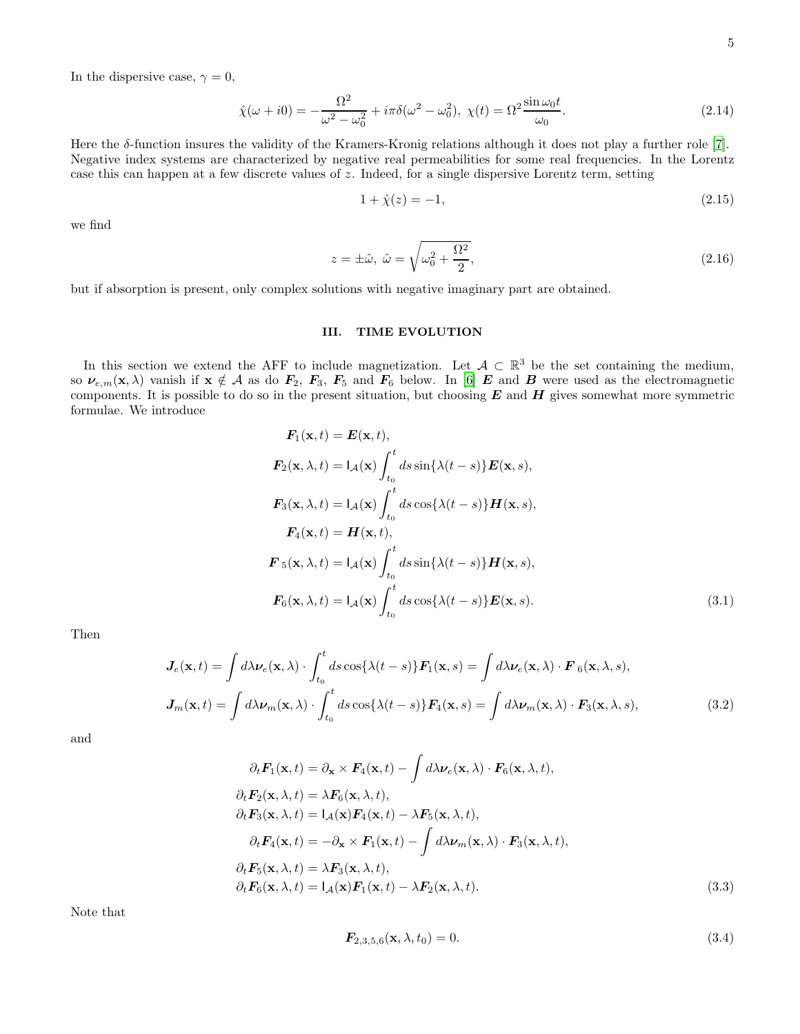In the dispersive case, $\gamma = 0$,

$$\hat{\chi}(\omega + i0) = -\frac{\Omega^2}{\omega^2 - \omega_0^2} + i\pi\delta(\omega^2 - \omega_0^2),\ \chi(t) = \Omega^2 \frac{\sin\omega_0 t}{\omega_0}. \tag{2.14}$$

Here the $\delta$-function insures the validity of the Kramers-Kronig relations although it does not play a further role [7]. Negative index systems are characterized by negative real permeabilities for some real frequencies. In the Lorentz case this can happen at a few discrete values of $z$. Indeed, for a single dispersive Lorentz term, setting

$$1 + \hat{\chi}(z) = -1, \tag{2.15}$$

we find

$$z = \pm\hat{\omega},\ \hat{\omega} = \sqrt{\omega_0^2 + \frac{\Omega^2}{2}}, \tag{2.16}$$

but if absorption is present, only complex solutions with negative imaginary part are obtained.

## III. TIME EVOLUTION

In this section we extend the AFF to include magnetization. Let $\mathcal{A} \subset \mathbb{R}^3$ be the set containing the medium, so $\boldsymbol{\nu}_{e,m}(\mathbf{x}, \lambda)$ vanish if $\mathbf{x} \notin \mathcal{A}$ as do $\boldsymbol{F}_2$, $\boldsymbol{F}_3$, $\boldsymbol{F}_5$ and $\boldsymbol{F}_6$ below. In [6] $\boldsymbol{E}$ and $\boldsymbol{B}$ were used as the electromagnetic components. It is possible to do so in the present situation, but choosing $\boldsymbol{E}$ and $\boldsymbol{H}$ gives somewhat more symmetric formulae. We introduce

$$\begin{aligned}
\boldsymbol{F}_1(\mathbf{x}, t) &= \boldsymbol{E}(\mathbf{x}, t), \\
\boldsymbol{F}_2(\mathbf{x}, \lambda, t) &= \mathsf{l}_{\mathcal{A}}(\mathbf{x}) \int_{t_0}^{t} ds \sin\{\lambda(t-s)\} \boldsymbol{E}(\mathbf{x}, s), \\
\boldsymbol{F}_3(\mathbf{x}, \lambda, t) &= \mathsf{l}_{\mathcal{A}}(\mathbf{x}) \int_{t_0}^{t} ds \cos\{\lambda(t-s)\} \boldsymbol{H}(\mathbf{x}, s), \\
\boldsymbol{F}_4(\mathbf{x}, t) &= \boldsymbol{H}(\mathbf{x}, t), \\
\boldsymbol{F}_5(\mathbf{x}, \lambda, t) &= \mathsf{l}_{\mathcal{A}}(\mathbf{x}) \int_{t_0}^{t} ds \sin\{\lambda(t-s)\} \boldsymbol{H}(\mathbf{x}, s), \\
\boldsymbol{F}_6(\mathbf{x}, \lambda, t) &= \mathsf{l}_{\mathcal{A}}(\mathbf{x}) \int_{t_0}^{t} ds \cos\{\lambda(t-s)\} \boldsymbol{E}(\mathbf{x}, s).
\end{aligned} \tag{3.1}$$

Then

$$\begin{aligned}
\boldsymbol{J}_e(\mathbf{x}, t) &= \int d\lambda \boldsymbol{\nu}_e(\mathbf{x}, \lambda) \cdot \int_{t_0}^{t} ds \cos\{\lambda(t-s)\} \boldsymbol{F}_1(\mathbf{x}, s) = \int d\lambda \boldsymbol{\nu}_e(\mathbf{x}, \lambda) \cdot \boldsymbol{F}_6(\mathbf{x}, \lambda, s), \\
\boldsymbol{J}_m(\mathbf{x}, t) &= \int d\lambda \boldsymbol{\nu}_m(\mathbf{x}, \lambda) \cdot \int_{t_0}^{t} ds \cos\{\lambda(t-s)\} \boldsymbol{F}_4(\mathbf{x}, s) = \int d\lambda \boldsymbol{\nu}_m(\mathbf{x}, \lambda) \cdot \boldsymbol{F}_3(\mathbf{x}, \lambda, s),
\end{aligned} \tag{3.2}$$

and

$$\begin{aligned}
\partial_t \boldsymbol{F}_1(\mathbf{x}, t) &= \partial_{\mathbf{x}} \times \boldsymbol{F}_4(\mathbf{x}, t) - \int d\lambda \boldsymbol{\nu}_e(\mathbf{x}, \lambda) \cdot \boldsymbol{F}_6(\mathbf{x}, \lambda, t), \\
\partial_t \boldsymbol{F}_2(\mathbf{x}, \lambda, t) &= \lambda \boldsymbol{F}_6(\mathbf{x}, \lambda, t), \\
\partial_t \boldsymbol{F}_3(\mathbf{x}, \lambda, t) &= \mathsf{l}_{\mathcal{A}}(\mathbf{x}) \boldsymbol{F}_4(\mathbf{x}, t) - \lambda \boldsymbol{F}_5(\mathbf{x}, \lambda, t), \\
\partial_t \boldsymbol{F}_4(\mathbf{x}, t) &= -\partial_{\mathbf{x}} \times \boldsymbol{F}_1(\mathbf{x}, t) - \int d\lambda \boldsymbol{\nu}_m(\mathbf{x}, \lambda) \cdot \boldsymbol{F}_3(\mathbf{x}, \lambda, t), \\
\partial_t \boldsymbol{F}_5(\mathbf{x}, \lambda, t) &= \lambda \boldsymbol{F}_3(\mathbf{x}, \lambda, t), \\
\partial_t \boldsymbol{F}_6(\mathbf{x}, \lambda, t) &= \mathsf{l}_{\mathcal{A}}(\mathbf{x}) \boldsymbol{F}_1(\mathbf{x}, t) - \lambda \boldsymbol{F}_2(\mathbf{x}, \lambda, t).
\end{aligned} \tag{3.3}$$

Note that

$$\boldsymbol{F}_{2,3,5,6}(\mathbf{x}, \lambda, t_0) = 0. \tag{3.4}$$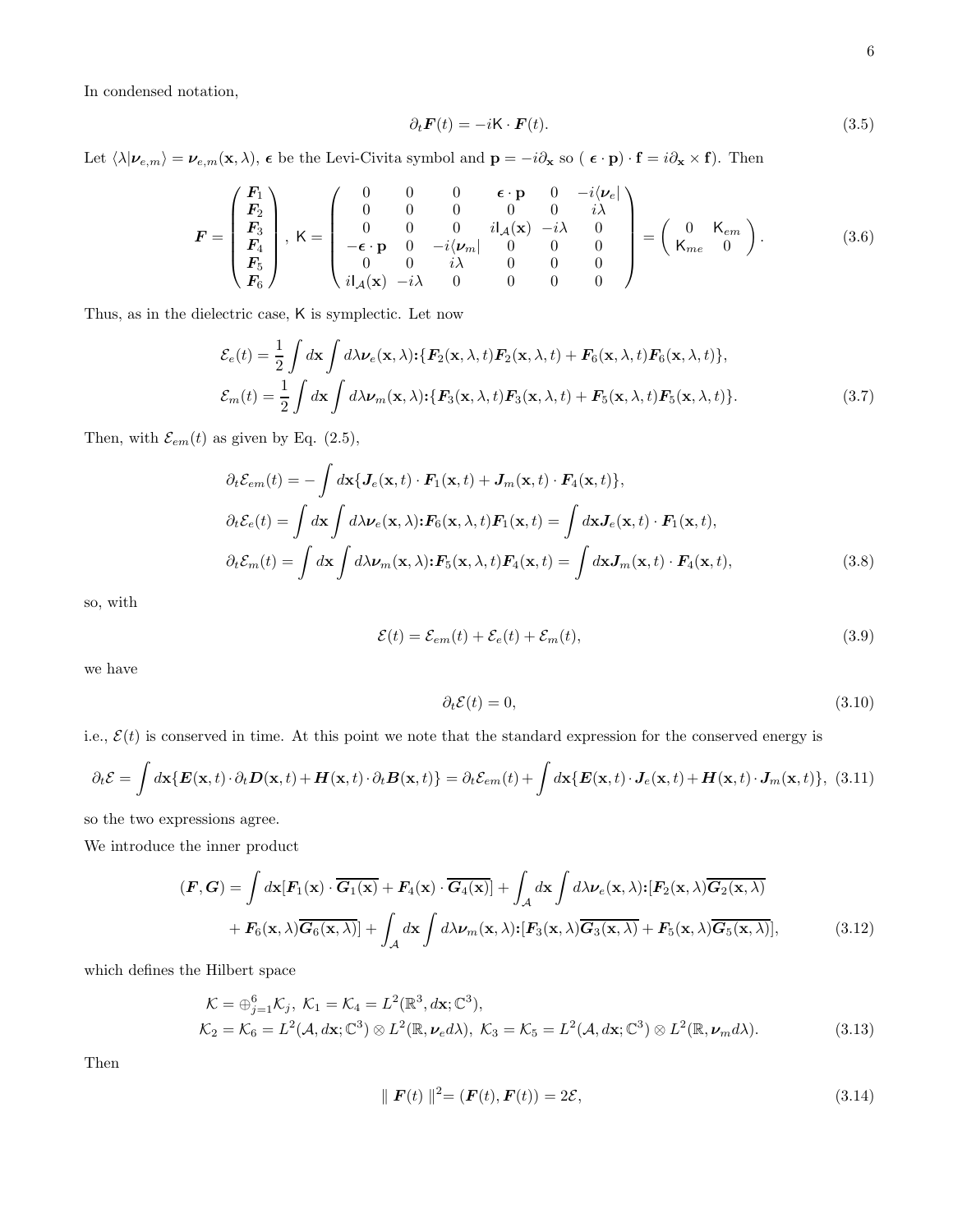In condensed notation,

$$\partial_t \boldsymbol{F}(t) = -i\mathsf{K}\cdot\boldsymbol{F}(t). \tag{3.5}$$

Let $\langle\lambda|\boldsymbol{\nu}_{e,m}\rangle = \boldsymbol{\nu}_{e,m}(\mathbf{x},\lambda)$, $\boldsymbol{\epsilon}$ be the Levi-Civita symbol and $\mathbf{p} = -i\partial_{\mathbf{x}}$ so $(\,\boldsymbol{\epsilon}\cdot\mathbf{p})\cdot\mathbf{f} = i\partial_{\mathbf{x}}\times\mathbf{f})$. Then

$$\boldsymbol{F} = \begin{pmatrix} \boldsymbol{F}_1 \\ \boldsymbol{F}_2 \\ \boldsymbol{F}_3 \\ \boldsymbol{F}_4 \\ \boldsymbol{F}_5 \\ \boldsymbol{F}_6 \end{pmatrix},\ \mathsf{K} = \begin{pmatrix} 0 & 0 & 0 & \boldsymbol{\epsilon}\cdot\mathbf{p} & 0 & -i\langle\boldsymbol{\nu}_e| \\ 0 & 0 & 0 & 0 & 0 & i\lambda \\ 0 & 0 & 0 & i\mathsf{l}_{\mathcal{A}}(\mathbf{x}) & -i\lambda & 0 \\ -\boldsymbol{\epsilon}\cdot\mathbf{p} & 0 & -i\langle\boldsymbol{\nu}_m| & 0 & 0 & 0 \\ 0 & 0 & i\lambda & 0 & 0 & 0 \\ i\mathsf{l}_{\mathcal{A}}(\mathbf{x}) & -i\lambda & 0 & 0 & 0 & 0 \end{pmatrix} = \begin{pmatrix} 0 & \mathsf{K}_{em} \\ \mathsf{K}_{me} & 0 \end{pmatrix}. \tag{3.6}$$

Thus, as in the dielectric case, $\mathsf{K}$ is symplectic. Let now

$$\begin{aligned}
\mathcal{E}_e(t) &= \frac{1}{2}\int d\mathbf{x}\int d\lambda\boldsymbol{\nu}_e(\mathbf{x},\lambda){:}\{\boldsymbol{F}_2(\mathbf{x},\lambda,t)\boldsymbol{F}_2(\mathbf{x},\lambda,t)+\boldsymbol{F}_6(\mathbf{x},\lambda,t)\boldsymbol{F}_6(\mathbf{x},\lambda,t)\},\\
\mathcal{E}_m(t) &= \frac{1}{2}\int d\mathbf{x}\int d\lambda\boldsymbol{\nu}_m(\mathbf{x},\lambda){:}\{\boldsymbol{F}_3(\mathbf{x},\lambda,t)\boldsymbol{F}_3(\mathbf{x},\lambda,t)+\boldsymbol{F}_5(\mathbf{x},\lambda,t)\boldsymbol{F}_5(\mathbf{x},\lambda,t)\}.
\end{aligned} \tag{3.7}$$

Then, with $\mathcal{E}_{em}(t)$ as given by Eq. (2.5),

$$\begin{aligned}
\partial_t\mathcal{E}_{em}(t) &= -\int d\mathbf{x}\{\boldsymbol{J}_e(\mathbf{x},t)\cdot\boldsymbol{F}_1(\mathbf{x},t)+\boldsymbol{J}_m(\mathbf{x},t)\cdot\boldsymbol{F}_4(\mathbf{x},t)\},\\
\partial_t\mathcal{E}_e(t) &= \int d\mathbf{x}\int d\lambda\boldsymbol{\nu}_e(\mathbf{x},\lambda){:}\boldsymbol{F}_6(\mathbf{x},\lambda,t)\boldsymbol{F}_1(\mathbf{x},t) = \int d\mathbf{x}\boldsymbol{J}_e(\mathbf{x},t)\cdot\boldsymbol{F}_1(\mathbf{x},t),\\
\partial_t\mathcal{E}_m(t) &= \int d\mathbf{x}\int d\lambda\boldsymbol{\nu}_m(\mathbf{x},\lambda){:}\boldsymbol{F}_5(\mathbf{x},\lambda,t)\boldsymbol{F}_4(\mathbf{x},t) = \int d\mathbf{x}\boldsymbol{J}_m(\mathbf{x},t)\cdot\boldsymbol{F}_4(\mathbf{x},t),
\end{aligned} \tag{3.8}$$

so, with

$$\mathcal{E}(t) = \mathcal{E}_{em}(t)+\mathcal{E}_e(t)+\mathcal{E}_m(t), \tag{3.9}$$

we have

$$\partial_t\mathcal{E}(t) = 0, \tag{3.10}$$

i.e., $\mathcal{E}(t)$ is conserved in time. At this point we note that the standard expression for the conserved energy is

$$\partial t\mathcal{E} = \int d\mathbf{x}\{\boldsymbol{E}(\mathbf{x},t)\cdot\partial_t\boldsymbol{D}(\mathbf{x},t)+\boldsymbol{H}(\mathbf{x},t)\cdot\partial_t\boldsymbol{B}(\mathbf{x},t)\} = \partial_t\mathcal{E}_{em}(t)+\int d\mathbf{x}\{\boldsymbol{E}(\mathbf{x},t)\cdot\boldsymbol{J}_e(\mathbf{x},t)+\boldsymbol{H}(\mathbf{x},t)\cdot\boldsymbol{J}_m(\mathbf{x},t)\}, \tag{3.11}$$

so the two expressions agree.

We introduce the inner product

$$\begin{aligned}
(\boldsymbol{F},\boldsymbol{G}) = \int d\mathbf{x}[\boldsymbol{F}_1(\mathbf{x})\cdot\overline{\boldsymbol{G}_1(\mathbf{x})}+\boldsymbol{F}_4(\mathbf{x})\cdot\overline{\boldsymbol{G}_4(\mathbf{x})}] + \int_{\mathcal{A}} d\mathbf{x}\int d\lambda\boldsymbol{\nu}_e(\mathbf{x},\lambda){:}[\boldsymbol{F}_2(\mathbf{x},\lambda)\overline{\boldsymbol{G}_2(\mathbf{x},\lambda)}\\
+\boldsymbol{F}_6(\mathbf{x},\lambda)\overline{\boldsymbol{G}_6(\mathbf{x},\lambda)}] + \int_{\mathcal{A}} d\mathbf{x}\int d\lambda\boldsymbol{\nu}_m(\mathbf{x},\lambda){:}[\boldsymbol{F}_3(\mathbf{x},\lambda)\overline{\boldsymbol{G}_3(\mathbf{x},\lambda)}+\boldsymbol{F}_5(\mathbf{x},\lambda)\overline{\boldsymbol{G}_5(\mathbf{x},\lambda)}],
\end{aligned} \tag{3.12}$$

which defines the Hilbert space

$$\begin{aligned}
&\mathcal{K} = \oplus_{j=1}^6\mathcal{K}_j,\ \mathcal{K}_1 = \mathcal{K}_4 = L^2(\mathbb{R}^3,d\mathbf{x};\mathbb{C}^3),\\
&\mathcal{K}_2 = \mathcal{K}_6 = L^2(\mathcal{A},d\mathbf{x};\mathbb{C}^3)\otimes L^2(\mathbb{R},\boldsymbol{\nu}_e d\lambda),\ \mathcal{K}_3 = \mathcal{K}_5 = L^2(\mathcal{A},d\mathbf{x};\mathbb{C}^3)\otimes L^2(\mathbb{R},\boldsymbol{\nu}_m d\lambda).
\end{aligned} \tag{3.13}$$

Then

$$\parallel \boldsymbol{F}(t)\parallel^2 = (\boldsymbol{F}(t),\boldsymbol{F}(t)) = 2\mathcal{E}, \tag{3.14}$$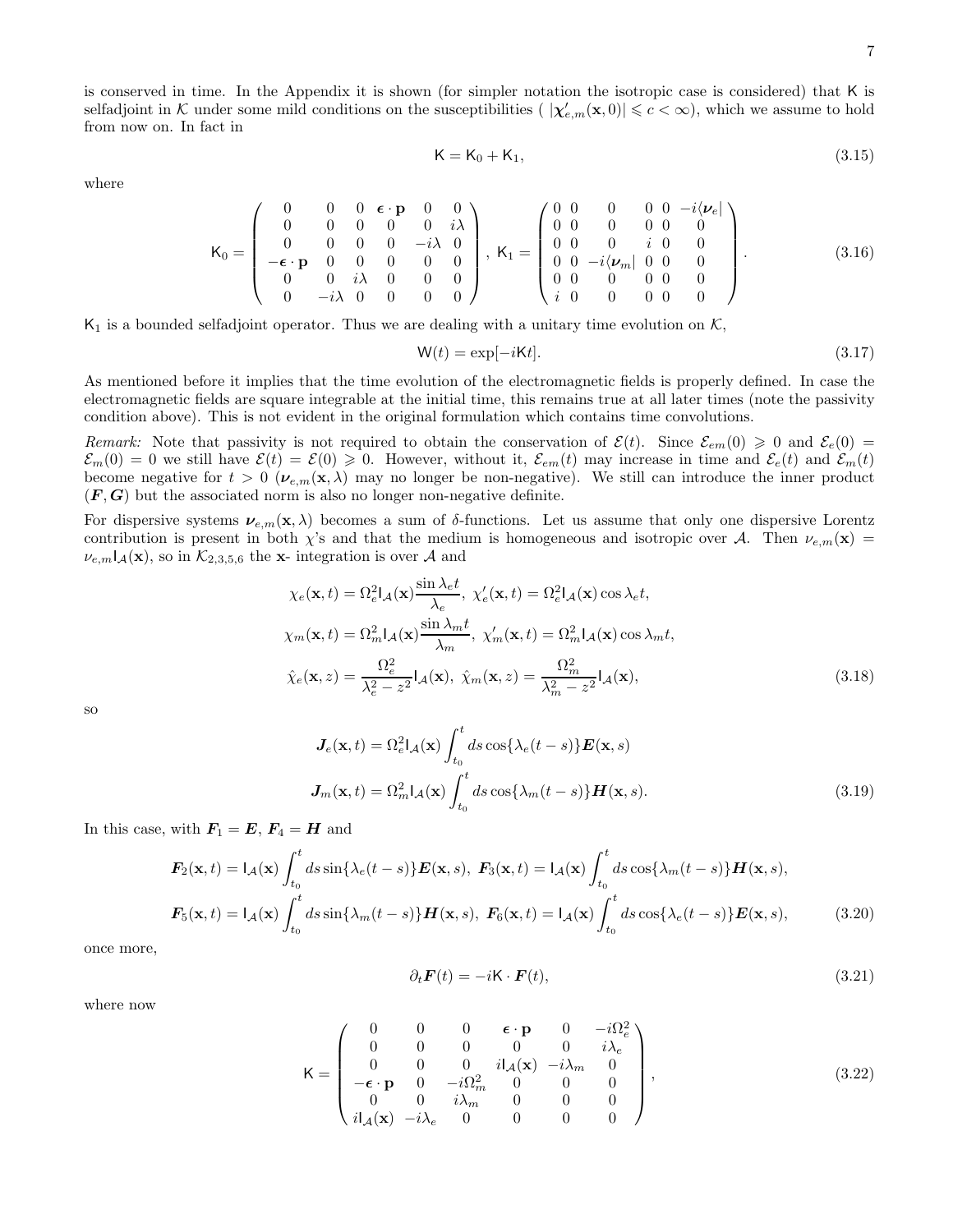is conserved in time. In the Appendix it is shown (for simpler notation the isotropic case is considered) that $\mathsf{K}$ is selfadjoint in $\mathcal{K}$ under some mild conditions on the susceptibilities ( $|\boldsymbol{\chi}'_{e,m}(\mathbf{x},0)| \leqslant c < \infty$), which we assume to hold from now on. In fact in

$$\mathsf{K} = \mathsf{K}_0 + \mathsf{K}_1, \tag{3.15}$$

where

$$\mathsf{K}_0 = \begin{pmatrix} 0 & 0 & 0 & \boldsymbol{\epsilon}\cdot\mathbf{p} & 0 & 0 \\ 0 & 0 & 0 & 0 & 0 & i\lambda \\ 0 & 0 & 0 & 0 & -i\lambda & 0 \\ -\boldsymbol{\epsilon}\cdot\mathbf{p} & 0 & 0 & 0 & 0 & 0 \\ 0 & 0 & i\lambda & 0 & 0 & 0 \\ 0 & -i\lambda & 0 & 0 & 0 & 0 \end{pmatrix},\ \mathsf{K}_1 = \begin{pmatrix} 0 & 0 & 0 & 0 & 0 & -i\langle\boldsymbol{\nu}_e| \\ 0 & 0 & 0 & 0 & 0 & 0 \\ 0 & 0 & 0 & i & 0 & 0 \\ 0 & 0 & -i\langle\boldsymbol{\nu}_m| & 0 & 0 & 0 \\ 0 & 0 & 0 & 0 & 0 & 0 \\ i & 0 & 0 & 0 & 0 & 0 \end{pmatrix}. \tag{3.16}$$

$\mathsf{K}_1$ is a bounded selfadjoint operator. Thus we are dealing with a unitary time evolution on $\mathcal{K}$,

$$\mathsf{W}(t) = \exp[-i\mathsf{K}t]. \tag{3.17}$$

As mentioned before it implies that the time evolution of the electromagnetic fields is properly defined. In case the electromagnetic fields are square integrable at the initial time, this remains true at all later times (note the passivity condition above). This is not evident in the original formulation which contains time convolutions.

*Remark:* Note that passivity is not required to obtain the conservation of $\mathcal{E}(t)$. Since $\mathcal{E}_{em}(0) \geqslant 0$ and $\mathcal{E}_e(0) = \mathcal{E}_m(0) = 0$ we still have $\mathcal{E}(t) = \mathcal{E}(0) \geqslant 0$. However, without it, $\mathcal{E}_{em}(t)$ may increase in time and $\mathcal{E}_e(t)$ and $\mathcal{E}_m(t)$ become negative for $t > 0$ ($\boldsymbol{\nu}_{e,m}(\mathbf{x},\lambda)$ may no longer be non-negative). We still can introduce the inner product $(\boldsymbol{F},\boldsymbol{G})$ but the associated norm is also no longer non-negative definite.

For dispersive systems $\boldsymbol{\nu}_{e,m}(\mathbf{x},\lambda)$ becomes a sum of $\delta$-functions. Let us assume that only one dispersive Lorentz contribution is present in both $\chi$'s and that the medium is homogeneous and isotropic over $\mathcal{A}$. Then $\nu_{e,m}(\mathbf{x}) = \nu_{e,m}\mathsf{I}_{\mathcal{A}}(\mathbf{x})$, so in $\mathcal{K}_{2,3,5,6}$ the $\mathbf{x}$- integration is over $\mathcal{A}$ and

$$\begin{aligned}
&\chi_e(\mathbf{x},t) = \Omega_e^2\mathsf{I}_{\mathcal{A}}(\mathbf{x})\frac{\sin\lambda_e t}{\lambda_e},\ \chi'_e(\mathbf{x},t) = \Omega_e^2\mathsf{I}_{\mathcal{A}}(\mathbf{x})\cos\lambda_e t, \\
&\chi_m(\mathbf{x},t) = \Omega_m^2\mathsf{I}_{\mathcal{A}}(\mathbf{x})\frac{\sin\lambda_m t}{\lambda_m},\ \chi'_m(\mathbf{x},t) = \Omega_m^2\mathsf{I}_{\mathcal{A}}(\mathbf{x})\cos\lambda_m t, \\
&\hat{\chi}_e(\mathbf{x},z) = \frac{\Omega_e^2}{\lambda_e^2 - z^2}\mathsf{I}_{\mathcal{A}}(\mathbf{x}),\ \hat{\chi}_m(\mathbf{x},z) = \frac{\Omega_m^2}{\lambda_m^2 - z^2}\mathsf{I}_{\mathcal{A}}(\mathbf{x}),
\end{aligned} \tag{3.18}$$

so

$$\begin{aligned}
\boldsymbol{J}_e(\mathbf{x},t) &= \Omega_e^2\mathsf{I}_{\mathcal{A}}(\mathbf{x})\int_{t_0}^t ds\cos\{\lambda_e(t-s)\}\boldsymbol{E}(\mathbf{x},s) \\
\boldsymbol{J}_m(\mathbf{x},t) &= \Omega_m^2\mathsf{I}_{\mathcal{A}}(\mathbf{x})\int_{t_0}^t ds\cos\{\lambda_m(t-s)\}\boldsymbol{H}(\mathbf{x},s).
\end{aligned} \tag{3.19}$$

In this case, with $\boldsymbol{F}_1 = \boldsymbol{E}$, $\boldsymbol{F}_4 = \boldsymbol{H}$ and

$$\begin{aligned}
&\boldsymbol{F}_2(\mathbf{x},t) = \mathsf{I}_{\mathcal{A}}(\mathbf{x})\int_{t_0}^t ds\sin\{\lambda_e(t-s)\}\boldsymbol{E}(\mathbf{x},s),\ \boldsymbol{F}_3(\mathbf{x},t) = \mathsf{I}_{\mathcal{A}}(\mathbf{x})\int_{t_0}^t ds\cos\{\lambda_m(t-s)\}\boldsymbol{H}(\mathbf{x},s), \\
&\boldsymbol{F}_5(\mathbf{x},t) = \mathsf{I}_{\mathcal{A}}(\mathbf{x})\int_{t_0}^t ds\sin\{\lambda_m(t-s)\}\boldsymbol{H}(\mathbf{x},s),\ \boldsymbol{F}_6(\mathbf{x},t) = \mathsf{I}_{\mathcal{A}}(\mathbf{x})\int_{t_0}^t ds\cos\{\lambda_e(t-s)\}\boldsymbol{E}(\mathbf{x},s),
\end{aligned} \tag{3.20}$$

once more,

$$\partial_t\boldsymbol{F}(t) = -i\mathsf{K}\cdot\boldsymbol{F}(t), \tag{3.21}$$

where now

$$\mathsf{K} = \begin{pmatrix} 0 & 0 & 0 & \boldsymbol{\epsilon}\cdot\mathbf{p} & 0 & -i\Omega_e^2 \\ 0 & 0 & 0 & 0 & 0 & i\lambda_e \\ 0 & 0 & 0 & i\mathsf{I}_{\mathcal{A}}(\mathbf{x}) & -i\lambda_m & 0 \\ -\boldsymbol{\epsilon}\cdot\mathbf{p} & 0 & -i\Omega_m^2 & 0 & 0 & 0 \\ 0 & 0 & i\lambda_m & 0 & 0 & 0 \\ i\mathsf{I}_{\mathcal{A}}(\mathbf{x}) & -i\lambda_e & 0 & 0 & 0 & 0 \end{pmatrix}, \tag{3.22}$$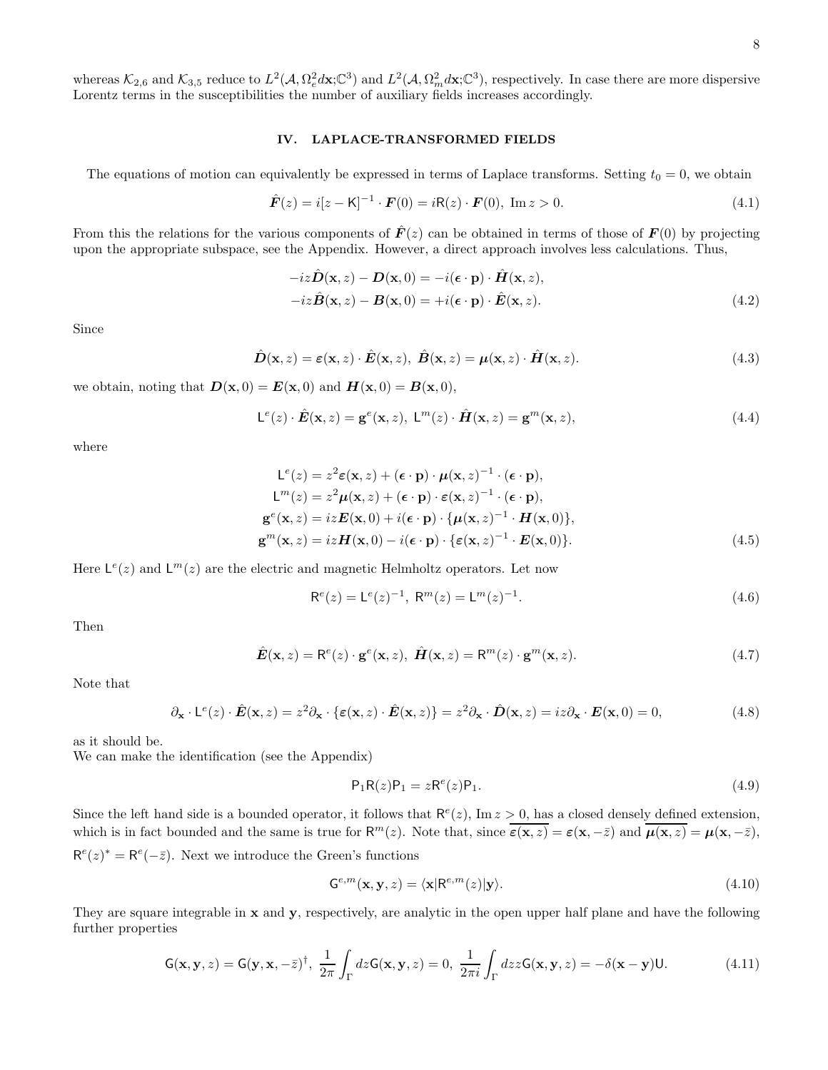whereas $\mathcal{K}_{2,6}$ and $\mathcal{K}_{3,5}$ reduce to $L^2(\mathcal{A}, \Omega_e^2 d\mathbf{x};\mathbb{C}^3)$ and $L^2(\mathcal{A}, \Omega_m^2 d\mathbf{x};\mathbb{C}^3)$, respectively. In case there are more dispersive Lorentz terms in the susceptibilities the number of auxiliary fields increases accordingly.

## IV. LAPLACE-TRANSFORMED FIELDS

The equations of motion can equivalently be expressed in terms of Laplace transforms. Setting $t_0 = 0$, we obtain

$$\hat{\boldsymbol{F}}(z) = i[z - \mathsf{K}]^{-1} \cdot \boldsymbol{F}(0) = i\mathsf{R}(z) \cdot \boldsymbol{F}(0), \ \mathrm{Im}\, z > 0. \tag{4.1}$$

From this the relations for the various components of $\hat{\boldsymbol{F}}(z)$ can be obtained in terms of those of $\boldsymbol{F}(0)$ by projecting upon the appropriate subspace, see the Appendix. However, a direct approach involves less calculations. Thus,

$$\begin{aligned}
-iz\hat{\boldsymbol{D}}(\mathbf{x}, z) - \boldsymbol{D}(\mathbf{x}, 0) &= -i(\boldsymbol{\epsilon} \cdot \mathbf{p}) \cdot \hat{\boldsymbol{H}}(\mathbf{x}, z), \\
-iz\hat{\boldsymbol{B}}(\mathbf{x}, z) - \boldsymbol{B}(\mathbf{x}, 0) &= +i(\boldsymbol{\epsilon} \cdot \mathbf{p}) \cdot \hat{\boldsymbol{E}}(\mathbf{x}, z).
\end{aligned} \tag{4.2}$$

Since

$$\hat{\boldsymbol{D}}(\mathbf{x}, z) = \boldsymbol{\varepsilon}(\mathbf{x}, z) \cdot \hat{\boldsymbol{E}}(\mathbf{x}, z), \ \hat{\boldsymbol{B}}(\mathbf{x}, z) = \boldsymbol{\mu}(\mathbf{x}, z) \cdot \hat{\boldsymbol{H}}(\mathbf{x}, z). \tag{4.3}$$

we obtain, noting that $\boldsymbol{D}(\mathbf{x}, 0) = \boldsymbol{E}(\mathbf{x}, 0)$ and $\boldsymbol{H}(\mathbf{x}, 0) = \boldsymbol{B}(\mathbf{x}, 0)$,

$$\mathsf{L}^e(z) \cdot \hat{\boldsymbol{E}}(\mathbf{x}, z) = \mathbf{g}^e(\mathbf{x}, z), \ \mathsf{L}^m(z) \cdot \hat{\boldsymbol{H}}(\mathbf{x}, z) = \mathbf{g}^m(\mathbf{x}, z), \tag{4.4}$$

where

$$\begin{aligned}
\mathsf{L}^e(z) &= z^2 \boldsymbol{\varepsilon}(\mathbf{x}, z) + (\boldsymbol{\epsilon} \cdot \mathbf{p}) \cdot \boldsymbol{\mu}(\mathbf{x}, z)^{-1} \cdot (\boldsymbol{\epsilon} \cdot \mathbf{p}), \\
\mathsf{L}^m(z) &= z^2 \boldsymbol{\mu}(\mathbf{x}, z) + (\boldsymbol{\epsilon} \cdot \mathbf{p}) \cdot \boldsymbol{\varepsilon}(\mathbf{x}, z)^{-1} \cdot (\boldsymbol{\epsilon} \cdot \mathbf{p}), \\
\mathbf{g}^e(\mathbf{x}, z) &= iz\boldsymbol{E}(\mathbf{x}, 0) + i(\boldsymbol{\epsilon} \cdot \mathbf{p}) \cdot \{\boldsymbol{\mu}(\mathbf{x}, z)^{-1} \cdot \boldsymbol{H}(\mathbf{x}, 0)\}, \\
\mathbf{g}^m(\mathbf{x}, z) &= iz\boldsymbol{H}(\mathbf{x}, 0) - i(\boldsymbol{\epsilon} \cdot \mathbf{p}) \cdot \{\boldsymbol{\varepsilon}(\mathbf{x}, z)^{-1} \cdot \boldsymbol{E}(\mathbf{x}, 0)\}.
\end{aligned} \tag{4.5}$$

Here $\mathsf{L}^e(z)$ and $\mathsf{L}^m(z)$ are the electric and magnetic Helmholtz operators. Let now

$$\mathsf{R}^e(z) = \mathsf{L}^e(z)^{-1}, \ \mathsf{R}^m(z) = \mathsf{L}^m(z)^{-1}. \tag{4.6}$$

Then

$$\hat{\boldsymbol{E}}(\mathbf{x}, z) = \mathsf{R}^e(z) \cdot \mathbf{g}^e(\mathbf{x}, z), \ \hat{\boldsymbol{H}}(\mathbf{x}, z) = \mathsf{R}^m(z) \cdot \mathbf{g}^m(\mathbf{x}, z). \tag{4.7}$$

Note that

$$\partial_{\mathbf{x}} \cdot \mathsf{L}^e(z) \cdot \hat{\boldsymbol{E}}(\mathbf{x}, z) = z^2 \partial_{\mathbf{x}} \cdot \{\boldsymbol{\varepsilon}(\mathbf{x}, z) \cdot \hat{\boldsymbol{E}}(\mathbf{x}, z)\} = z^2 \partial_{\mathbf{x}} \cdot \hat{\boldsymbol{D}}(\mathbf{x}, z) = iz\partial_{\mathbf{x}} \cdot \boldsymbol{E}(\mathbf{x}, 0) = 0, \tag{4.8}$$

as it should be.
We can make the identification (see the Appendix)

$$\mathsf{P}_1 \mathsf{R}(z) \mathsf{P}_1 = z\mathsf{R}^e(z)\mathsf{P}_1. \tag{4.9}$$

Since the left hand side is a bounded operator, it follows that $\mathsf{R}^e(z)$, $\mathrm{Im}\, z > 0$, has a closed densely defined extension, which is in fact bounded and the same is true for $\mathsf{R}^m(z)$. Note that, since $\overline{\boldsymbol{\varepsilon}(\mathbf{x}, z)} = \boldsymbol{\varepsilon}(\mathbf{x}, -\bar{z})$ and $\overline{\boldsymbol{\mu}(\mathbf{x}, z)} = \boldsymbol{\mu}(\mathbf{x}, -\bar{z})$, $\mathsf{R}^e(z)^* = \mathsf{R}^e(-\bar{z})$. Next we introduce the Green's functions

$$\mathsf{G}^{e,m}(\mathbf{x}, \mathbf{y}, z) = \langle \mathbf{x} | \mathsf{R}^{e,m}(z) | \mathbf{y} \rangle. \tag{4.10}$$

They are square integrable in $\mathbf{x}$ and $\mathbf{y}$, respectively, are analytic in the open upper half plane and have the following further properties

$$\mathsf{G}(\mathbf{x}, \mathbf{y}, z) = \mathsf{G}(\mathbf{y}, \mathbf{x}, -\bar{z})^\dagger, \ \frac{1}{2\pi} \int_\Gamma dz \mathsf{G}(\mathbf{x}, \mathbf{y}, z) = 0, \ \frac{1}{2\pi i} \int_\Gamma dz z \mathsf{G}(\mathbf{x}, \mathbf{y}, z) = -\delta(\mathbf{x} - \mathbf{y})\mathsf{U}. \tag{4.11}$$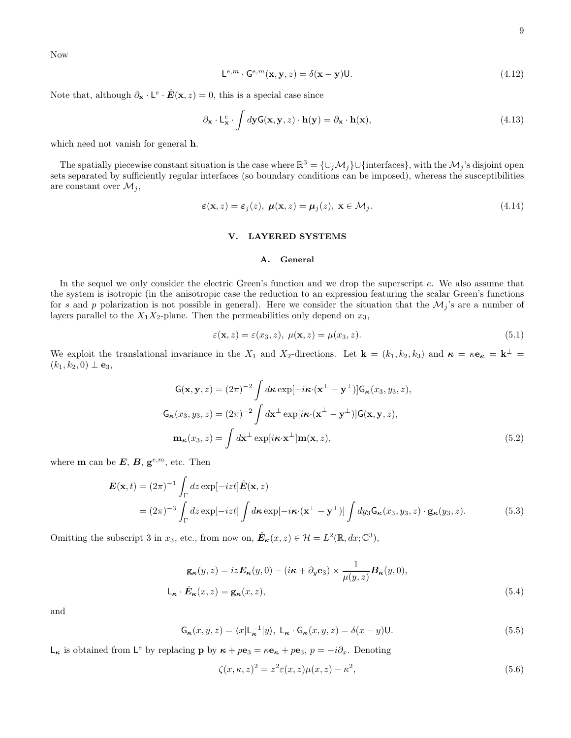Now

$$
\mathsf{L}^{e,m} \cdot \mathsf{G}^{e,m}(\mathbf{x}, \mathbf{y}, z) = \delta(\mathbf{x} - \mathbf{y})\mathsf{U}. \tag{4.12}
$$

Note that, although $\partial_{\mathbf{x}} \cdot \mathsf{L}^{e} \cdot \hat{\boldsymbol{E}}(\mathbf{x}, z) = 0$, this is a special case since

$$
\partial_{\mathbf{x}} \cdot \mathsf{L}^{e}_{\mathbf{x}} \cdot \int d\mathbf{y} \mathsf{G}(\mathbf{x}, \mathbf{y}, z) \cdot \mathbf{h}(\mathbf{y}) = \partial_{\mathbf{x}} \cdot \mathbf{h}(\mathbf{x}), \tag{4.13}
$$

which need not vanish for general $\mathbf{h}$.

The spatially piecewise constant situation is the case where $\mathbb{R}^3 = \{\cup_j \mathcal{M}_j\} \cup \{\text{interfaces}\}$, with the $\mathcal{M}_j$'s disjoint open sets separated by sufficiently regular interfaces (so boundary conditions can be imposed), whereas the susceptibilities are constant over $\mathcal{M}_j$,

$$
\boldsymbol{\varepsilon}(\mathbf{x}, z) = \boldsymbol{\varepsilon}_j(z),\ \boldsymbol{\mu}(\mathbf{x}, z) = \boldsymbol{\mu}_j(z),\ \mathbf{x} \in \mathcal{M}_j. \tag{4.14}
$$

## V. LAYERED SYSTEMS

### A. General

In the sequel we only consider the electric Green's function and we drop the superscript $e$. We also assume that the system is isotropic (in the anisotropic case the reduction to an expression featuring the scalar Green's functions for $s$ and $p$ polarization is not possible in general). Here we consider the situation that the $\mathcal{M}_j$'s are a number of layers parallel to the $X_1X_2$-plane. Then the permeabilities only depend on $x_3$,

$$
\varepsilon(\mathbf{x}, z) = \varepsilon(x_3, z),\ \mu(\mathbf{x}, z) = \mu(x_3, z). \tag{5.1}
$$

We exploit the translational invariance in the $X_1$ and $X_2$-directions. Let $\mathbf{k} = (k_1, k_2, k_3)$ and $\boldsymbol{\kappa} = \kappa \mathbf{e}_{\boldsymbol{\kappa}} = \mathbf{k}^{\perp} = (k_1, k_2, 0) \perp \mathbf{e}_3$,

$$
\begin{aligned}
\mathsf{G}(\mathbf{x}, \mathbf{y}, z) &= (2\pi)^{-2} \int d\boldsymbol{\kappa} \exp[-i\boldsymbol{\kappa}\cdot(\mathbf{x}^{\perp} - \mathbf{y}^{\perp})] \mathsf{G}_{\boldsymbol{\kappa}}(x_3, y_3, z), \\
\mathsf{G}_{\boldsymbol{\kappa}}(x_3, y_3, z) &= (2\pi)^{-2} \int d\mathbf{x}^{\perp} \exp[i\boldsymbol{\kappa}\cdot(\mathbf{x}^{\perp} - \mathbf{y}^{\perp})] \mathsf{G}(\mathbf{x}, \mathbf{y}, z), \\
\mathbf{m}_{\boldsymbol{\kappa}}(x_3, z) &= \int d\mathbf{x}^{\perp} \exp[i\boldsymbol{\kappa}\cdot\mathbf{x}^{\perp}] \mathbf{m}(\mathbf{x}, z),
\end{aligned} \tag{5.2}
$$

where $\mathbf{m}$ can be $\boldsymbol{E}$, $\boldsymbol{B}$, $\mathbf{g}^{e,m}$, etc. Then

$$
\begin{aligned}
\boldsymbol{E}(\mathbf{x}, t) &= (2\pi)^{-1} \int_{\Gamma} dz \exp[-izt] \hat{\boldsymbol{E}}(\mathbf{x}, z) \\
&= (2\pi)^{-3} \int_{\Gamma} dz \exp[-izt] \int d\boldsymbol{\kappa} \exp[-i\boldsymbol{\kappa}\cdot(\mathbf{x}^{\perp} - \mathbf{y}^{\perp})] \int dy_3 \mathsf{G}_{\boldsymbol{\kappa}}(x_3, y_3, z) \cdot \mathbf{g}_{\boldsymbol{\kappa}}(y_3, z).
\end{aligned} \tag{5.3}
$$

Omitting the subscript 3 in $x_3$, etc., from now on, $\hat{\boldsymbol{E}}_{\boldsymbol{\kappa}}(x, z) \in \mathcal{H} = L^2(\mathbb{R}, dx; \mathbb{C}^3)$,

$$
\begin{aligned}
\mathbf{g}_{\boldsymbol{\kappa}}(y, z) &= iz\boldsymbol{E}_{\boldsymbol{\kappa}}(y, 0) - (i\boldsymbol{\kappa} + \partial_y \mathbf{e}_3) \times \frac{1}{\mu(y, z)} \boldsymbol{B}_{\boldsymbol{\kappa}}(y, 0), \\
\mathsf{L}_{\boldsymbol{\kappa}} \cdot \hat{\boldsymbol{E}}_{\boldsymbol{\kappa}}(x, z) &= \mathbf{g}_{\boldsymbol{\kappa}}(x, z),
\end{aligned} \tag{5.4}
$$

and

$$
\mathsf{G}_{\boldsymbol{\kappa}}(x, y, z) = \langle x | \mathsf{L}_{\boldsymbol{\kappa}}^{-1} | y \rangle,\ \mathsf{L}_{\boldsymbol{\kappa}} \cdot \mathsf{G}_{\boldsymbol{\kappa}}(x, y, z) = \delta(x - y)\mathsf{U}. \tag{5.5}
$$

$\mathsf{L}_{\boldsymbol{\kappa}}$ is obtained from $\mathsf{L}^{e}$ by replacing $\mathbf{p}$ by $\boldsymbol{\kappa} + p\mathbf{e}_3 = \kappa \mathbf{e}_{\boldsymbol{\kappa}} + p\mathbf{e}_3$, $p = -i\partial_x$. Denoting

$$
\zeta(x, \kappa, z)^2 = z^2 \varepsilon(x, z) \mu(x, z) - \kappa^2, \tag{5.6}
$$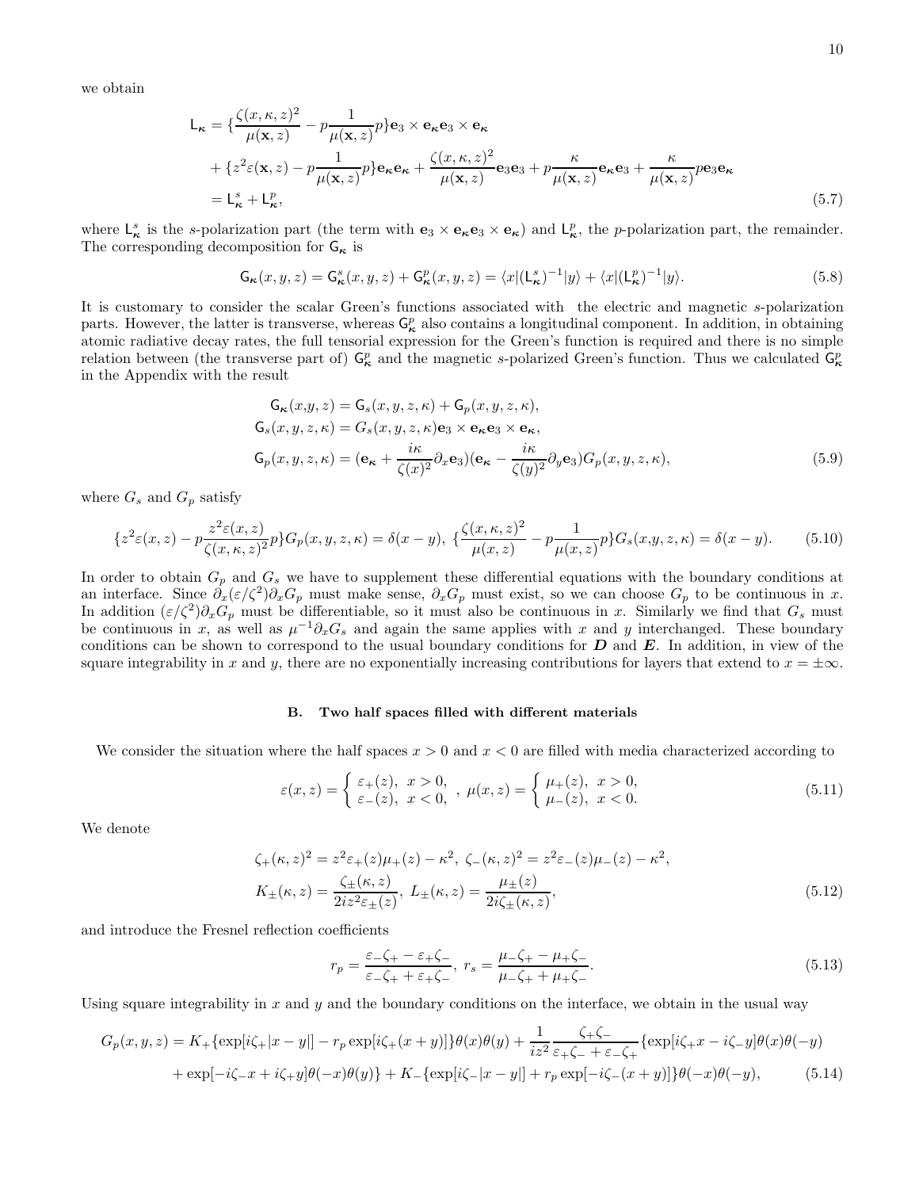we obtain

$$
\begin{aligned}
\mathsf{L}_{\boldsymbol{\kappa}} &= \{\frac{\zeta(x,\kappa,z)^2}{\mu(\mathbf{x},z)} - p\frac{1}{\mu(\mathbf{x},z)}p\}\mathbf{e}_3\times\mathbf{e}_{\boldsymbol{\kappa}}\mathbf{e}_3\times\mathbf{e}_{\boldsymbol{\kappa}} \\
&+ \{z^2\varepsilon(\mathbf{x},z) - p\frac{1}{\mu(\mathbf{x},z)}p\}\mathbf{e}_{\boldsymbol{\kappa}}\mathbf{e}_{\boldsymbol{\kappa}} + \frac{\zeta(x,\kappa,z)^2}{\mu(\mathbf{x},z)}\mathbf{e}_3\mathbf{e}_3 + p\frac{\kappa}{\mu(\mathbf{x},z)}\mathbf{e}_{\boldsymbol{\kappa}}\mathbf{e}_3 + \frac{\kappa}{\mu(\mathbf{x},z)}p\mathbf{e}_3\mathbf{e}_{\boldsymbol{\kappa}} \\
&= \mathsf{L}^s_{\boldsymbol{\kappa}} + \mathsf{L}^p_{\boldsymbol{\kappa}},
\end{aligned}
\tag{5.7}
$$

where $\mathsf{L}^s_{\boldsymbol{\kappa}}$ is the $s$-polarization part (the term with $\mathbf{e}_3\times\mathbf{e}_{\boldsymbol{\kappa}}\mathbf{e}_3\times\mathbf{e}_{\boldsymbol{\kappa}}$) and $\mathsf{L}^p_{\boldsymbol{\kappa}}$, the $p$-polarization part, the remainder. The corresponding decomposition for $\mathsf{G}_{\boldsymbol{\kappa}}$ is

$$
\mathsf{G}_{\boldsymbol{\kappa}}(x,y,z) = \mathsf{G}^s_{\boldsymbol{\kappa}}(x,y,z) + \mathsf{G}^p_{\boldsymbol{\kappa}}(x,y,z) = \langle x|(\mathsf{L}^s_{\boldsymbol{\kappa}})^{-1}|y\rangle + \langle x|(\mathsf{L}^p_{\boldsymbol{\kappa}})^{-1}|y\rangle. \tag{5.8}
$$

It is customary to consider the scalar Green's functions associated with the electric and magnetic $s$-polarization parts. However, the latter is transverse, whereas $\mathsf{G}^p_{\boldsymbol{\kappa}}$ also contains a longitudinal component. In addition, in obtaining atomic radiative decay rates, the full tensorial expression for the Green's function is required and there is no simple relation between (the transverse part of) $\mathsf{G}^p_{\boldsymbol{\kappa}}$ and the magnetic $s$-polarized Green's function. Thus we calculated $\mathsf{G}^p_{\boldsymbol{\kappa}}$ in the Appendix with the result

$$
\begin{aligned}
\mathsf{G}_{\boldsymbol{\kappa}}(x,y,z) &= \mathsf{G}_s(x,y,z,\kappa) + \mathsf{G}_p(x,y,z,\kappa), \\
\mathsf{G}_s(x,y,z,\kappa) &= G_s(x,y,z,\kappa)\mathbf{e}_3\times\mathbf{e}_{\boldsymbol{\kappa}}\mathbf{e}_3\times\mathbf{e}_{\boldsymbol{\kappa}}, \\
\mathsf{G}_p(x,y,z,\kappa) &= (\mathbf{e}_{\boldsymbol{\kappa}} + \frac{i\kappa}{\zeta(x)^2}\partial_x\mathbf{e}_3)(\mathbf{e}_{\boldsymbol{\kappa}} - \frac{i\kappa}{\zeta(y)^2}\partial_y\mathbf{e}_3)G_p(x,y,z,\kappa),
\end{aligned}
\tag{5.9}
$$

where $G_s$ and $G_p$ satisfy

$$
\{z^2\varepsilon(x,z) - p\frac{z^2\varepsilon(x,z)}{\zeta(x,\kappa,z)^2}p\}G_p(x,y,z,\kappa) = \delta(x-y),\ \{\frac{\zeta(x,\kappa,z)^2}{\mu(x,z)} - p\frac{1}{\mu(x,z)}p\}G_s(x,y,z,\kappa) = \delta(x-y). \tag{5.10}
$$

In order to obtain $G_p$ and $G_s$ we have to supplement these differential equations with the boundary conditions at an interface. Since $\partial_x(\varepsilon/\zeta^2)\partial_x G_p$ must make sense, $\partial_x G_p$ must exist, so we can choose $G_p$ to be continuous in $x$. In addition $(\varepsilon/\zeta^2)\partial_x G_p$ must be differentiable, so it must also be continuous in $x$. Similarly we find that $G_s$ must be continuous in $x$, as well as $\mu^{-1}\partial_x G_s$ and again the same applies with $x$ and $y$ interchanged. These boundary conditions can be shown to correspond to the usual boundary conditions for $\boldsymbol{D}$ and $\boldsymbol{E}$. In addition, in view of the square integrability in $x$ and $y$, there are no exponentially increasing contributions for layers that extend to $x=\pm\infty$.

### B. Two half spaces filled with different materials

We consider the situation where the half spaces $x>0$ and $x<0$ are filled with media characterized according to

$$
\varepsilon(x,z) = \left\{ \begin{array}{l} \varepsilon_+(z),\ x>0, \\ \varepsilon_-(z),\ x<0, \end{array} \right. ,\ \mu(x,z) = \left\{ \begin{array}{l} \mu_+(z),\ x>0, \\ \mu_-(z),\ x<0. \end{array} \right. \tag{5.11}
$$

We denote

$$
\begin{aligned}
&\zeta_+(\kappa,z)^2 = z^2\varepsilon_+(z)\mu_+(z) - \kappa^2,\ \zeta_-(\kappa,z)^2 = z^2\varepsilon_-(z)\mu_-(z) - \kappa^2, \\
&K_\pm(\kappa,z) = \frac{\zeta_\pm(\kappa,z)}{2iz^2\varepsilon_\pm(z)},\ L_\pm(\kappa,z) = \frac{\mu_\pm(z)}{2i\zeta_\pm(\kappa,z)},
\end{aligned}
\tag{5.12}
$$

and introduce the Fresnel reflection coefficients

$$
r_p = \frac{\varepsilon_-\zeta_+ - \varepsilon_+\zeta_-}{\varepsilon_-\zeta_+ + \varepsilon_+\zeta_-},\ r_s = \frac{\mu_-\zeta_+ - \mu_+\zeta_-}{\mu_-\zeta_+ + \mu_+\zeta_-}. \tag{5.13}
$$

Using square integrability in $x$ and $y$ and the boundary conditions on the interface, we obtain in the usual way

$$
\begin{aligned}
G_p(x,y,z) &= K_+\{\exp[i\zeta_+|x-y|] - r_p\exp[i\zeta_+(x+y)]\}\theta(x)\theta(y) + \frac{1}{iz^2}\frac{\zeta_+\zeta_-}{\varepsilon_+\zeta_- + \varepsilon_-\zeta_+}\{\exp[i\zeta_+x - i\zeta_-y]\theta(x)\theta(-y) \\
&+ \exp[-i\zeta_-x + i\zeta_+y]\theta(-x)\theta(y)\} + K_-\{\exp[i\zeta_-|x-y|] + r_p\exp[-i\zeta_-(x+y)]\}\theta(-x)\theta(-y),
\end{aligned}
\tag{5.14}
$$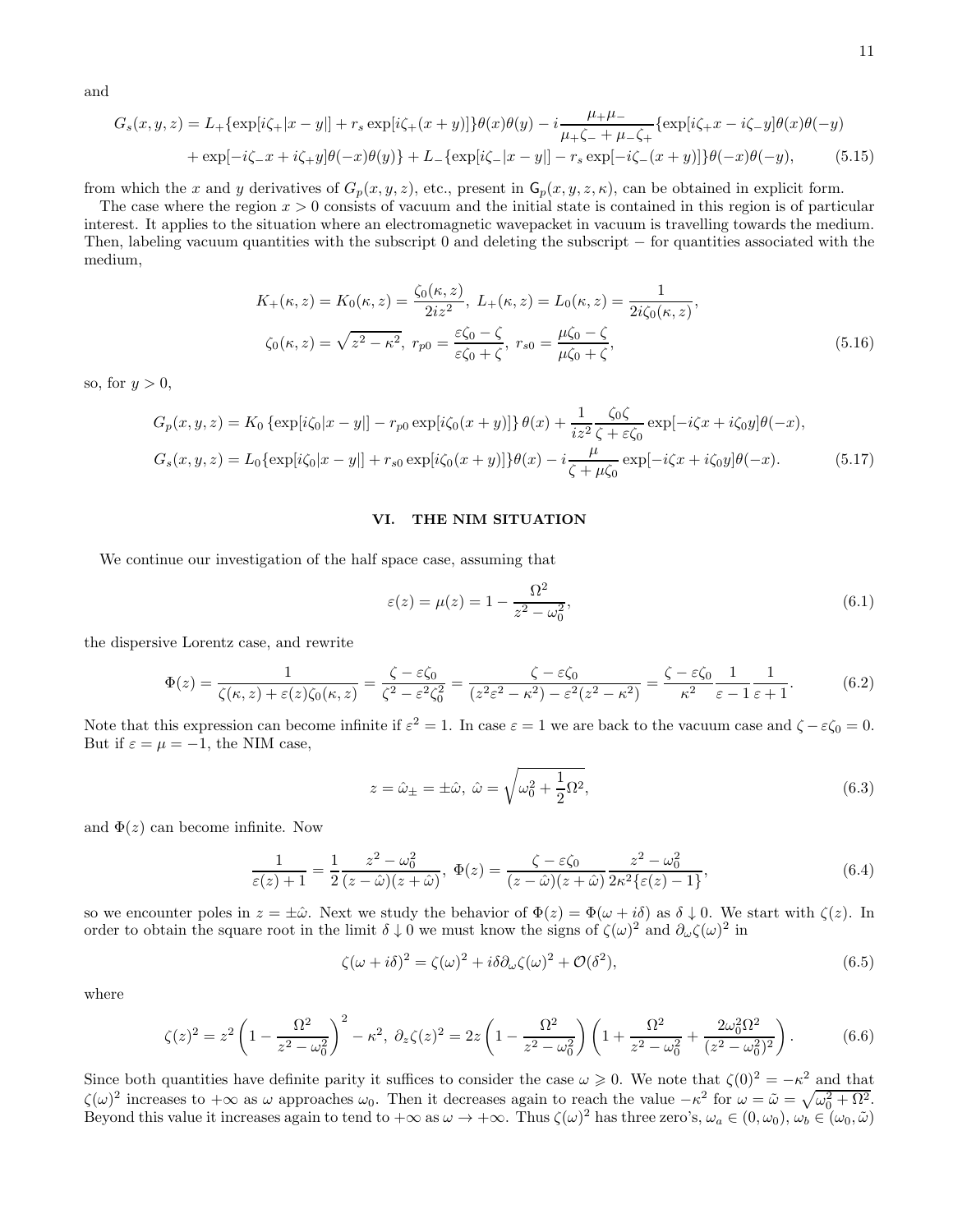and

$$
\begin{aligned}
G_s(x,y,z) = L_+\{\exp[i\zeta_+|x-y|] + r_s \exp[i\zeta_+(x+y)]\}\theta(x)\theta(y) - i\frac{\mu_+\mu_-}{\mu_+\zeta_- + \mu_-\zeta_+}\{\exp[i\zeta_+ x - i\zeta_- y]\theta(x)\theta(-y) \\
+ \exp[-i\zeta_- x + i\zeta_+ y]\theta(-x)\theta(y)\} + L_-\{\exp[i\zeta_-|x-y|] - r_s \exp[-i\zeta_-(x+y)]\}\theta(-x)\theta(-y), \qquad (5.15)
\end{aligned}
$$

from which the $x$ and $y$ derivatives of $G_p(x,y,z)$, etc., present in $\mathsf{G}_p(x,y,z,\kappa)$, can be obtained in explicit form.

The case where the region $x>0$ consists of vacuum and the initial state is contained in this region is of particular interest. It applies to the situation where an electromagnetic wavepacket in vacuum is travelling towards the medium. Then, labeling vacuum quantities with the subscript 0 and deleting the subscript $-$ for quantities associated with the medium,

$$
\begin{aligned}
K_+(\kappa,z) = K_0(\kappa,z) = \frac{\zeta_0(\kappa,z)}{2iz^2},\ L_+(\kappa,z) = L_0(\kappa,z) = \frac{1}{2i\zeta_0(\kappa,z)}, \\
\zeta_0(\kappa,z) = \sqrt{z^2-\kappa^2},\ r_{p0} = \frac{\varepsilon\zeta_0 - \zeta}{\varepsilon\zeta_0 + \zeta},\ r_{s0} = \frac{\mu\zeta_0 - \zeta}{\mu\zeta_0 + \zeta}, \qquad (5.16)
\end{aligned}
$$

so, for $y>0$,

$$
\begin{aligned}
G_p(x,y,z) = K_0\left\{\exp[i\zeta_0|x-y|] - r_{p0}\exp[i\zeta_0(x+y)]\right\}\theta(x) + \frac{1}{iz^2}\frac{\zeta_0\zeta}{\zeta+\varepsilon\zeta_0}\exp[-i\zeta x + i\zeta_0 y]\theta(-x), \\
G_s(x,y,z) = L_0\{\exp[i\zeta_0|x-y|] + r_{s0}\exp[i\zeta_0(x+y)]\}\theta(x) - i\frac{\mu}{\zeta+\mu\zeta_0}\exp[-i\zeta x + i\zeta_0 y]\theta(-x). \qquad (5.17)
\end{aligned}
$$

## VI. THE NIM SITUATION

We continue our investigation of the half space case, assuming that

$$
\varepsilon(z) = \mu(z) = 1 - \frac{\Omega^2}{z^2 - \omega_0^2}, \qquad (6.1)
$$

the dispersive Lorentz case, and rewrite

$$
\Phi(z) = \frac{1}{\zeta(\kappa,z) + \varepsilon(z)\zeta_0(\kappa,z)} = \frac{\zeta - \varepsilon\zeta_0}{\zeta^2 - \varepsilon^2\zeta_0^2} = \frac{\zeta - \varepsilon\zeta_0}{(z^2\varepsilon^2 - \kappa^2) - \varepsilon^2(z^2-\kappa^2)} = \frac{\zeta - \varepsilon\zeta_0}{\kappa^2}\frac{1}{\varepsilon - 1}\frac{1}{\varepsilon + 1}. \qquad (6.2)
$$

Note that this expression can become infinite if $\varepsilon^2 = 1$. In case $\varepsilon = 1$ we are back to the vacuum case and $\zeta - \varepsilon\zeta_0 = 0$. But if $\varepsilon = \mu = -1$, the NIM case,

$$
z = \hat{\omega}_\pm = \pm\hat{\omega},\ \hat{\omega} = \sqrt{\omega_0^2 + \frac{1}{2}\Omega^2}, \qquad (6.3)
$$

and $\Phi(z)$ can become infinite. Now

$$
\frac{1}{\varepsilon(z)+1} = \frac{1}{2}\frac{z^2-\omega_0^2}{(z-\hat{\omega})(z+\hat{\omega})},\ \Phi(z) = \frac{\zeta - \varepsilon\zeta_0}{(z-\hat{\omega})(z+\hat{\omega})}\frac{z^2-\omega_0^2}{2\kappa^2\{\varepsilon(z)-1\}}, \qquad (6.4)
$$

so we encounter poles in $z = \pm\hat{\omega}$. Next we study the behavior of $\Phi(z) = \Phi(\omega + i\delta)$ as $\delta \downarrow 0$. We start with $\zeta(z)$. In order to obtain the square root in the limit $\delta \downarrow 0$ we must know the signs of $\zeta(\omega)^2$ and $\partial_\omega\zeta(\omega)^2$ in

$$
\zeta(\omega + i\delta)^2 = \zeta(\omega)^2 + i\delta\partial_\omega\zeta(\omega)^2 + \mathcal{O}(\delta^2), \qquad (6.5)
$$

where

$$
\zeta(z)^2 = z^2\left(1 - \frac{\Omega^2}{z^2-\omega_0^2}\right)^2 - \kappa^2,\ \partial_z\zeta(z)^2 = 2z\left(1 - \frac{\Omega^2}{z^2-\omega_0^2}\right)\left(1 + \frac{\Omega^2}{z^2-\omega_0^2} + \frac{2\omega_0^2\Omega^2}{(z^2-\omega_0^2)^2}\right). \qquad (6.6)
$$

Since both quantities have definite parity it suffices to consider the case $\omega \geqslant 0$. We note that $\zeta(0)^2 = -\kappa^2$ and that $\zeta(\omega)^2$ increases to $+\infty$ as $\omega$ approaches $\omega_0$. Then it decreases again to reach the value $-\kappa^2$ for $\omega = \tilde{\omega} = \sqrt{\omega_0^2 + \Omega^2}$. Beyond this value it increases again to tend to $+\infty$ as $\omega \to +\infty$. Thus $\zeta(\omega)^2$ has three zero's, $\omega_a \in (0,\omega_0)$, $\omega_b \in (\omega_0,\tilde{\omega})$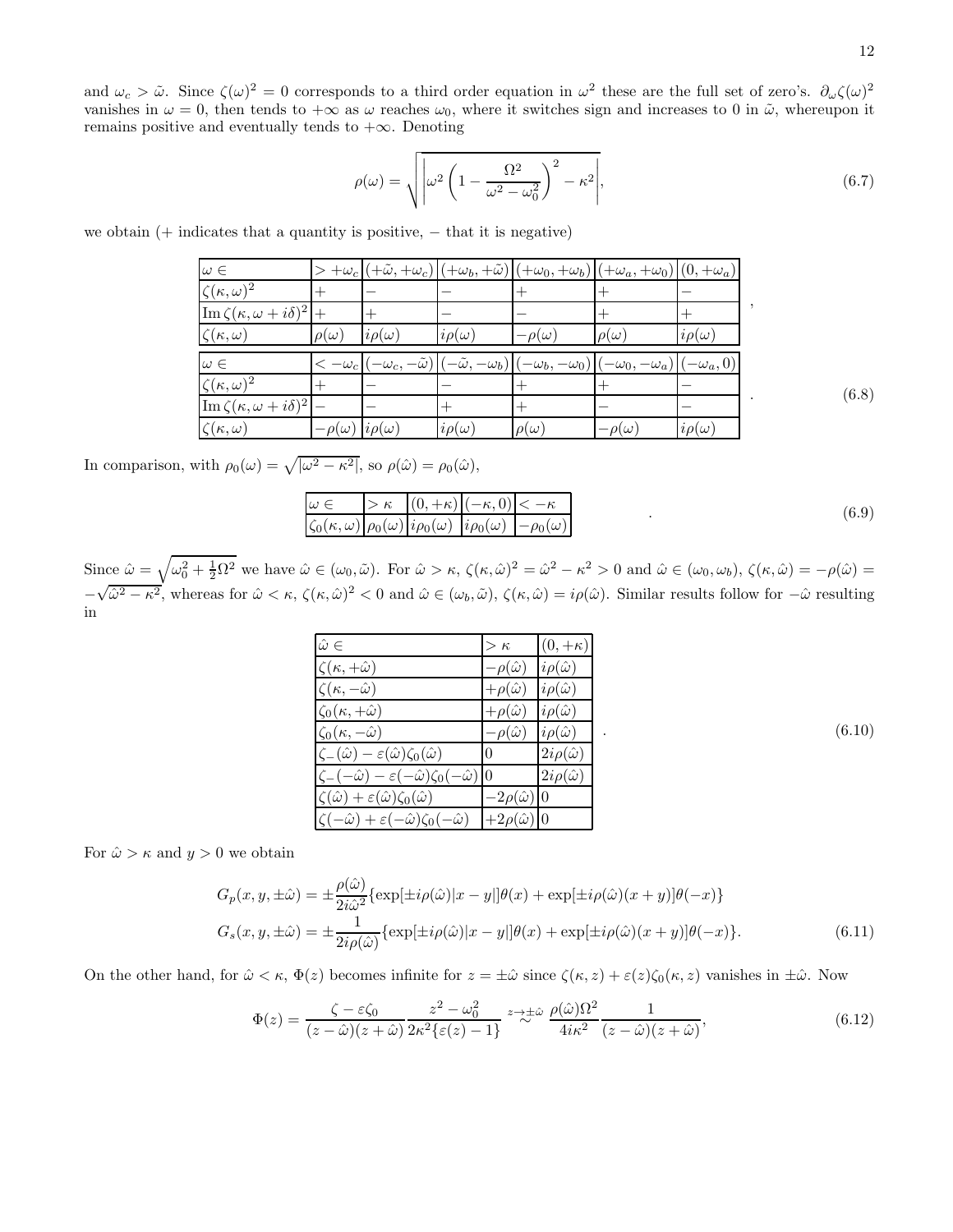and $\omega_c > \tilde{\omega}$. Since $\zeta(\omega)^2 = 0$ corresponds to a third order equation in $\omega^2$ these are the full set of zero's. $\partial_\omega \zeta(\omega)^2$ vanishes in $\omega = 0$, then tends to $+\infty$ as $\omega$ reaches $\omega_0$, where it switches sign and increases to 0 in $\tilde{\omega}$, whereupon it remains positive and eventually tends to $+\infty$. Denoting

$$\rho(\omega) = \sqrt{\left|\omega^2\left(1 - \frac{\Omega^2}{\omega^2 - \omega_0^2}\right)^2 - \kappa^2\right|}, \tag{6.7}$$

we obtain (+ indicates that a quantity is positive, − that it is negative)

| $\omega \in$ | $> +\omega_c$ | $(+\tilde{\omega}, +\omega_c)$ | $(+\omega_b, +\tilde{\omega})$ | $(+\omega_0, +\omega_b)$ | $(+\omega_a, +\omega_0)$ | $(0, +\omega_a)$ |
|---|---|---|---|---|---|---|
| $\zeta(\kappa, \omega)^2$ | $+$ | $-$ | $-$ | $+$ | $+$ | $-$ |
| $\mathrm{Im}\, \zeta(\kappa, \omega + i\delta)^2$ | $+$ | $+$ | $-$ | $-$ | $+$ | $+$ |
| $\zeta(\kappa, \omega)$ | $\rho(\omega)$ | $i\rho(\omega)$ | $i\rho(\omega)$ | $-\rho(\omega)$ | $\rho(\omega)$ | $i\rho(\omega)$ |

,

| $\omega \in$ | $< -\omega_c$ | $(-\omega_c, -\tilde{\omega})$ | $(-\tilde{\omega}, -\omega_b)$ | $(-\omega_b, -\omega_0)$ | $(-\omega_0, -\omega_a)$ | $(-\omega_a, 0)$ |
|---|---|---|---|---|---|---|
| $\zeta(\kappa, \omega)^2$ | $+$ | $-$ | $-$ | $+$ | $+$ | $-$ |
| $\mathrm{Im}\, \zeta(\kappa, \omega + i\delta)^2$ | $-$ | $-$ | $+$ | $+$ | $-$ | $-$ |
| $\zeta(\kappa, \omega)$ | $-\rho(\omega)$ | $i\rho(\omega)$ | $i\rho(\omega)$ | $\rho(\omega)$ | $-\rho(\omega)$ | $i\rho(\omega)$ |

. (6.8)

In comparison, with $\rho_0(\omega) = \sqrt{|\omega^2 - \kappa^2|}$, so $\rho(\hat{\omega}) = \rho_0(\hat{\omega})$,

| $\omega \in$ | $> \kappa$ | $(0, +\kappa)$ | $(-\kappa, 0)$ | $< -\kappa$ |
|---|---|---|---|---|
| $\zeta_0(\kappa, \omega)$ | $\rho_0(\omega)$ | $i\rho_0(\omega)$ | $i\rho_0(\omega)$ | $-\rho_0(\omega)$ |

. (6.9)

Since $\hat{\omega} = \sqrt{\omega_0^2 + \frac{1}{2}\Omega^2}$ we have $\hat{\omega} \in (\omega_0, \tilde{\omega})$. For $\hat{\omega} > \kappa$, $\zeta(\kappa, \hat{\omega})^2 = \hat{\omega}^2 - \kappa^2 > 0$ and $\hat{\omega} \in (\omega_0, \omega_b)$, $\zeta(\kappa, \hat{\omega}) = -\rho(\hat{\omega}) = -\sqrt{\hat{\omega}^2 - \kappa^2}$, whereas for $\hat{\omega} < \kappa$, $\zeta(\kappa, \hat{\omega})^2 < 0$ and $\hat{\omega} \in (\omega_b, \tilde{\omega})$, $\zeta(\kappa, \hat{\omega}) = i\rho(\hat{\omega})$. Similar results follow for $-\hat{\omega}$ resulting in

| $\hat{\omega} \in$ | $> \kappa$ | $(0, +\kappa)$ |
|---|---|---|
| $\zeta(\kappa, +\hat{\omega})$ | $-\rho(\hat{\omega})$ | $i\rho(\hat{\omega})$ |
| $\zeta(\kappa, -\hat{\omega})$ | $+\rho(\hat{\omega})$ | $i\rho(\hat{\omega})$ |
| $\zeta_0(\kappa, +\hat{\omega})$ | $+\rho(\hat{\omega})$ | $i\rho(\hat{\omega})$ |
| $\zeta_0(\kappa, -\hat{\omega})$ | $-\rho(\hat{\omega})$ | $i\rho(\hat{\omega})$ |
| $\zeta_-(\hat{\omega}) - \varepsilon(\hat{\omega})\zeta_0(\hat{\omega})$ | $0$ | $2i\rho(\hat{\omega})$ |
| $\zeta_-(-\hat{\omega}) - \varepsilon(-\hat{\omega})\zeta_0(-\hat{\omega})$ | $0$ | $2i\rho(\hat{\omega})$ |
| $\zeta(\hat{\omega}) + \varepsilon(\hat{\omega})\zeta_0(\hat{\omega})$ | $-2\rho(\hat{\omega})$ | $0$ |
| $\zeta(-\hat{\omega}) + \varepsilon(-\hat{\omega})\zeta_0(-\hat{\omega})$ | $+2\rho(\hat{\omega})$ | $0$ |

. (6.10)

For $\hat{\omega} > \kappa$ and $y > 0$ we obtain

$$\begin{aligned}
G_p(x, y, \pm\hat{\omega}) &= \pm\frac{\rho(\hat{\omega})}{2i\hat{\omega}^2}\{\exp[\pm i\rho(\hat{\omega})|x - y|]\theta(x) + \exp[\pm i\rho(\hat{\omega})(x + y)]\theta(-x)\} \\
G_s(x, y, \pm\hat{\omega}) &= \pm\frac{1}{2i\rho(\hat{\omega})}\{\exp[\pm i\rho(\hat{\omega})|x - y|]\theta(x) + \exp[\pm i\rho(\hat{\omega})(x + y)]\theta(-x)\}.
\end{aligned} \tag{6.11}$$

On the other hand, for $\hat{\omega} < \kappa$, $\Phi(z)$ becomes infinite for $z = \pm\hat{\omega}$ since $\zeta(\kappa, z) + \varepsilon(z)\zeta_0(\kappa, z)$ vanishes in $\pm\hat{\omega}$. Now

$$\Phi(z) = \frac{\zeta - \varepsilon\zeta_0}{(z - \hat{\omega})(z + \hat{\omega})}\frac{z^2 - \omega_0^2}{2\kappa^2\{\varepsilon(z) - 1\}} \overset{z \to \pm\hat{\omega}}{\sim} \frac{\rho(\hat{\omega})\Omega^2}{4i\kappa^2}\frac{1}{(z - \hat{\omega})(z + \hat{\omega})}, \tag{6.12}$$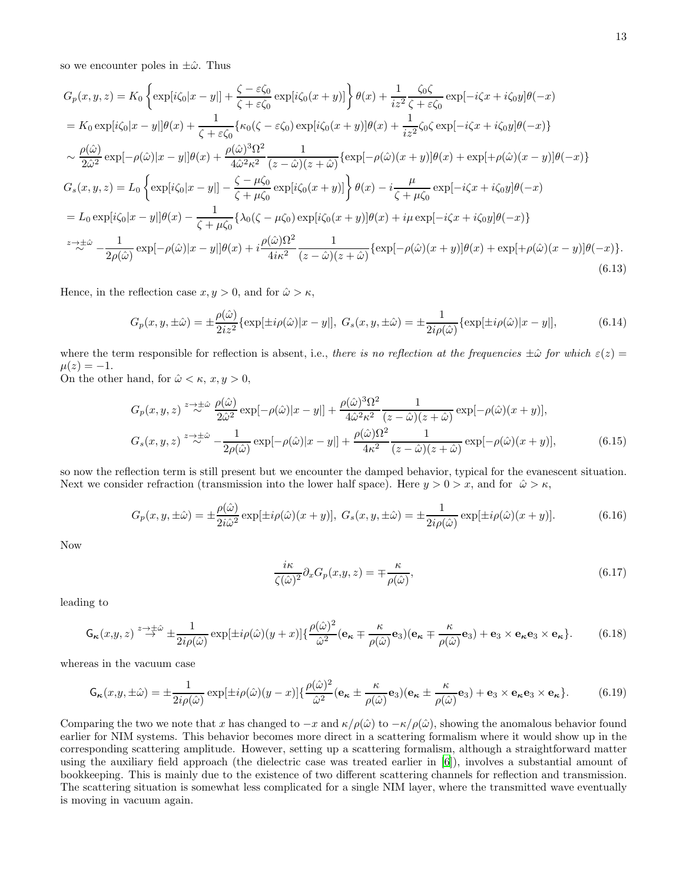so we encounter poles in $\pm\hat{\omega}$. Thus

$$
\begin{aligned}
G_p(x,y,z) &= K_0\left\{\exp[i\zeta_0|x-y|]+\frac{\zeta-\varepsilon\zeta_0}{\zeta+\varepsilon\zeta_0}\exp[i\zeta_0(x+y)]\right\}\theta(x)+\frac{1}{iz^2}\frac{\zeta_0\zeta}{\zeta+\varepsilon\zeta_0}\exp[-i\zeta x+i\zeta_0 y]\theta(-x)\\
&= K_0\exp[i\zeta_0|x-y|]\theta(x)+\frac{1}{\zeta+\varepsilon\zeta_0}\{\kappa_0(\zeta-\varepsilon\zeta_0)\exp[i\zeta_0(x+y)]\theta(x)+\frac{1}{iz^2}\zeta_0\zeta\exp[-i\zeta x+i\zeta_0 y]\theta(-x)\}\\
&\sim \frac{\rho(\hat{\omega})}{2\hat{\omega}^2}\exp[-\rho(\hat{\omega})|x-y|]\theta(x)+\frac{\rho(\hat{\omega})^3\Omega^2}{4\hat{\omega}^2\kappa^2}\frac{1}{(z-\hat{\omega})(z+\hat{\omega})}\{\exp[-\rho(\hat{\omega})(x+y)]\theta(x)+\exp[+\rho(\hat{\omega})(x-y)]\theta(-x)\}\\
G_s(x,y,z) &= L_0\left\{\exp[i\zeta_0|x-y|]-\frac{\zeta-\mu\zeta_0}{\zeta+\mu\zeta_0}\exp[i\zeta_0(x+y)]\right\}\theta(x)-i\frac{\mu}{\zeta+\mu\zeta_0}\exp[-i\zeta x+i\zeta_0 y]\theta(-x)\\
&= L_0\exp[i\zeta_0|x-y|]\theta(x)-\frac{1}{\zeta+\mu\zeta_0}\{\lambda_0(\zeta-\mu\zeta_0)\exp[i\zeta_0(x+y)]\theta(x)+i\mu\exp[-i\zeta x+i\zeta_0 y]\theta(-x)\}\\
&\overset{z\to\pm\hat{\omega}}{\sim} -\frac{1}{2\rho(\hat{\omega})}\exp[-\rho(\hat{\omega})|x-y|]\theta(x)+i\frac{\rho(\hat{\omega})\Omega^2}{4i\kappa^2}\frac{1}{(z-\hat{\omega})(z+\hat{\omega})}\{\exp[-\rho(\hat{\omega})(x+y)]\theta(x)+\exp[+\rho(\hat{\omega})(x-y)]\theta(-x)\}.
\end{aligned}
\tag{6.13}
$$

Hence, in the reflection case $x,y>0$, and for $\hat{\omega}>\kappa$,

$$
G_p(x,y,\pm\hat{\omega})=\pm\frac{\rho(\hat{\omega})}{2iz^2}\{\exp[\pm i\rho(\hat{\omega})|x-y|],\ G_s(x,y,\pm\hat{\omega})=\pm\frac{1}{2i\rho(\hat{\omega})}\{\exp[\pm i\rho(\hat{\omega})|x-y|],
\tag{6.14}
$$

where the term responsible for reflection is absent, i.e., *there is no reflection at the frequencies $\pm\hat{\omega}$ for which $\varepsilon(z)=\mu(z)=-1$.*

On the other hand, for $\hat{\omega}<\kappa$, $x,y>0$,

$$
\begin{aligned}
G_p(x,y,z) &\overset{z\to\pm\hat{\omega}}{\sim} \frac{\rho(\hat{\omega})}{2\hat{\omega}^2}\exp[-\rho(\hat{\omega})|x-y|]+\frac{\rho(\hat{\omega})^3\Omega^2}{4\hat{\omega}^2\kappa^2}\frac{1}{(z-\hat{\omega})(z+\hat{\omega})}\exp[-\rho(\hat{\omega})(x+y)],\\
G_s(x,y,z) &\overset{z\to\pm\hat{\omega}}{\sim} -\frac{1}{2\rho(\hat{\omega})}\exp[-\rho(\hat{\omega})|x-y|]+\frac{\rho(\hat{\omega})\Omega^2}{4\kappa^2}\frac{1}{(z-\hat{\omega})(z+\hat{\omega})}\exp[-\rho(\hat{\omega})(x+y)],
\end{aligned}
\tag{6.15}
$$

so now the reflection term is still present but we encounter the damped behavior, typical for the evanescent situation. Next we consider refraction (transmission into the lower half space). Here $y>0>x$, and for $\hat{\omega}>\kappa$,

$$
G_p(x,y,\pm\hat{\omega})=\pm\frac{\rho(\hat{\omega})}{2i\hat{\omega}^2}\exp[\pm i\rho(\hat{\omega})(x+y)],\ G_s(x,y,\pm\hat{\omega})=\pm\frac{1}{2i\rho(\hat{\omega})}\exp[\pm i\rho(\hat{\omega})(x+y)].
\tag{6.16}
$$

Now

$$
\frac{i\kappa}{\zeta(\hat{\omega})^2}\partial_x G_p(x,y,z)=\mp\frac{\kappa}{\rho(\hat{\omega})},
\tag{6.17}
$$

leading to

$$
\mathsf{G}_{\boldsymbol{\kappa}}(x,y,z)\overset{z\to\pm\hat{\omega}}{\to}\pm\frac{1}{2i\rho(\hat{\omega})}\exp[\pm i\rho(\hat{\omega})(y+x)]\{\frac{\rho(\hat{\omega})^2}{\hat{\omega}^2}(\mathbf{e}_{\boldsymbol{\kappa}}\mp\frac{\kappa}{\rho(\hat{\omega})}\mathbf{e}_3)(\mathbf{e}_{\boldsymbol{\kappa}}\mp\frac{\kappa}{\rho(\hat{\omega})}\mathbf{e}_3)+\mathbf{e}_3\times\mathbf{e}_{\boldsymbol{\kappa}}\mathbf{e}_3\times\mathbf{e}_{\boldsymbol{\kappa}}\}.
\tag{6.18}
$$

whereas in the vacuum case

$$
\mathsf{G}_{\boldsymbol{\kappa}}(x,y,\pm\hat{\omega})=\pm\frac{1}{2i\rho(\hat{\omega})}\exp[\pm i\rho(\hat{\omega})(y-x)]\{\frac{\rho(\hat{\omega})^2}{\hat{\omega}^2}(\mathbf{e}_{\boldsymbol{\kappa}}\pm\frac{\kappa}{\rho(\hat{\omega})}\mathbf{e}_3)(\mathbf{e}_{\boldsymbol{\kappa}}\pm\frac{\kappa}{\rho(\hat{\omega})}\mathbf{e}_3)+\mathbf{e}_3\times\mathbf{e}_{\boldsymbol{\kappa}}\mathbf{e}_3\times\mathbf{e}_{\boldsymbol{\kappa}}\}.
\tag{6.19}
$$

Comparing the two we note that $x$ has changed to $-x$ and $\kappa/\rho(\hat{\omega})$ to $-\kappa/\rho(\hat{\omega})$, showing the anomalous behavior found earlier for NIM systems. This behavior becomes more direct in a scattering formalism where it would show up in the corresponding scattering amplitude. However, setting up a scattering formalism, although a straightforward matter using the auxiliary field approach (the dielectric case was treated earlier in [6]), involves a substantial amount of bookkeeping. This is mainly due to the existence of two different scattering channels for reflection and transmission. The scattering situation is somewhat less complicated for a single NIM layer, where the transmitted wave eventually is moving in vacuum again.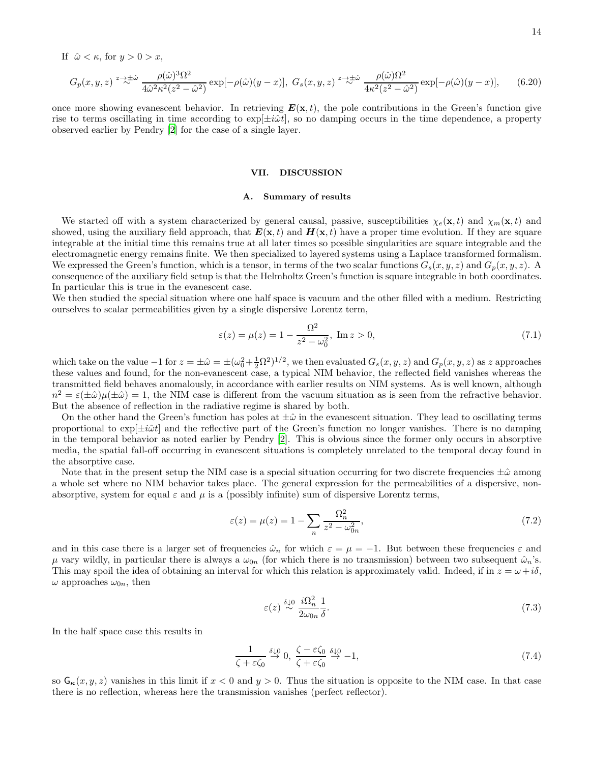If $\hat{\omega} < \kappa$, for $y > 0 > x$,

$$G_p(x,y,z) \overset{z \to \pm\hat{\omega}}{\sim} \frac{\rho(\hat{\omega})^3 \Omega^2}{4\hat{\omega}^2 \kappa^2 (z^2 - \hat{\omega}^2)} \exp[-\rho(\hat{\omega})(y-x)],\ G_s(x,y,z) \overset{z \to \pm\hat{\omega}}{\sim} \frac{\rho(\hat{\omega}) \Omega^2}{4\kappa^2 (z^2 - \hat{\omega}^2)} \exp[-\rho(\hat{\omega})(y-x)], \tag{6.20}$$

once more showing evanescent behavior. In retrieving $\boldsymbol{E}(\mathbf{x},t)$, the pole contributions in the Green's function give rise to terms oscillating in time according to $\exp[\pm i\hat{\omega}t]$, so no damping occurs in the time dependence, a property observed earlier by Pendry [2] for the case of a single layer.

## VII. DISCUSSION

### A. Summary of results

We started off with a system characterized by general causal, passive, susceptibilities $\chi_e(\mathbf{x},t)$ and $\chi_m(\mathbf{x},t)$ and showed, using the auxiliary field approach, that $\boldsymbol{E}(\mathbf{x},t)$ and $\boldsymbol{H}(\mathbf{x},t)$ have a proper time evolution. If they are square integrable at the initial time this remains true at all later times so possible singularities are square integrable and the electromagnetic energy remains finite. We then specialized to layered systems using a Laplace transformed formalism. We expressed the Green's function, which is a tensor, in terms of the two scalar functions $G_s(x,y,z)$ and $G_p(x,y,z)$. A consequence of the auxiliary field setup is that the Helmholtz Green's function is square integrable in both coordinates. In particular this is true in the evanescent case.
We then studied the special situation where one half space is vacuum and the other filled with a medium. Restricting ourselves to scalar permeabilities given by a single dispersive Lorentz term,

$$\varepsilon(z) = \mu(z) = 1 - \frac{\Omega^2}{z^2 - \omega_0^2},\ \mathrm{Im}\, z > 0, \tag{7.1}$$

which take on the value $-1$ for $z = \pm\hat{\omega} = \pm(\omega_0^2 + \frac{1}{2}\Omega^2)^{1/2}$, we then evaluated $G_s(x,y,z)$ and $G_p(x,y,z)$ as $z$ approaches these values and found, for the non-evanescent case, a typical NIM behavior, the reflected field vanishes whereas the transmitted field behaves anomalously, in accordance with earlier results on NIM systems. As is well known, although $n^2 = \varepsilon(\pm\hat{\omega})\mu(\pm\hat{\omega}) = 1$, the NIM case is different from the vacuum situation as is seen from the refractive behavior. But the absence of reflection in the radiative regime is shared by both.

On the other hand the Green's function has poles at $\pm\hat{\omega}$ in the evanescent situation. They lead to oscillating terms proportional to $\exp[\pm i\hat{\omega}t]$ and the reflective part of the Green's function no longer vanishes. There is no damping in the temporal behavior as noted earlier by Pendry [2]. This is obvious since the former only occurs in absorptive media, the spatial fall-off occurring in evanescent situations is completely unrelated to the temporal decay found in the absorptive case.

Note that in the present setup the NIM case is a special situation occurring for two discrete frequencies $\pm\hat{\omega}$ among a whole set where no NIM behavior takes place. The general expression for the permeabilities of a dispersive, non-absorptive, system for equal $\varepsilon$ and $\mu$ is a (possibly infinite) sum of dispersive Lorentz terms,

$$\varepsilon(z) = \mu(z) = 1 - \sum_n \frac{\Omega_n^2}{z^2 - \omega_{0n}^2}, \tag{7.2}$$

and in this case there is a larger set of frequencies $\hat{\omega}_n$ for which $\varepsilon = \mu = -1$. But between these frequencies $\varepsilon$ and $\mu$ vary wildly, in particular there is always a $\omega_{0n}$ (for which there is no transmission) between two subsequent $\hat{\omega}_n$'s. This may spoil the idea of obtaining an interval for which this relation is approximately valid. Indeed, if in $z = \omega + i\delta$, $\omega$ approaches $\omega_{0n}$, then

$$\varepsilon(z) \overset{\delta \downarrow 0}{\sim} \frac{i\Omega_n^2}{2\omega_{0n}} \frac{1}{\delta}. \tag{7.3}$$

In the half space case this results in

$$\frac{1}{\zeta + \varepsilon\zeta_0} \overset{\delta \downarrow 0}{\to} 0,\ \frac{\zeta - \varepsilon\zeta_0}{\zeta + \varepsilon\zeta_0} \overset{\delta \downarrow 0}{\to} -1, \tag{7.4}$$

so $\mathsf{G}_{\boldsymbol{\kappa}}(x,y,z)$ vanishes in this limit if $x < 0$ and $y > 0$. Thus the situation is opposite to the NIM case. In that case there is no reflection, whereas here the transmission vanishes (perfect reflector).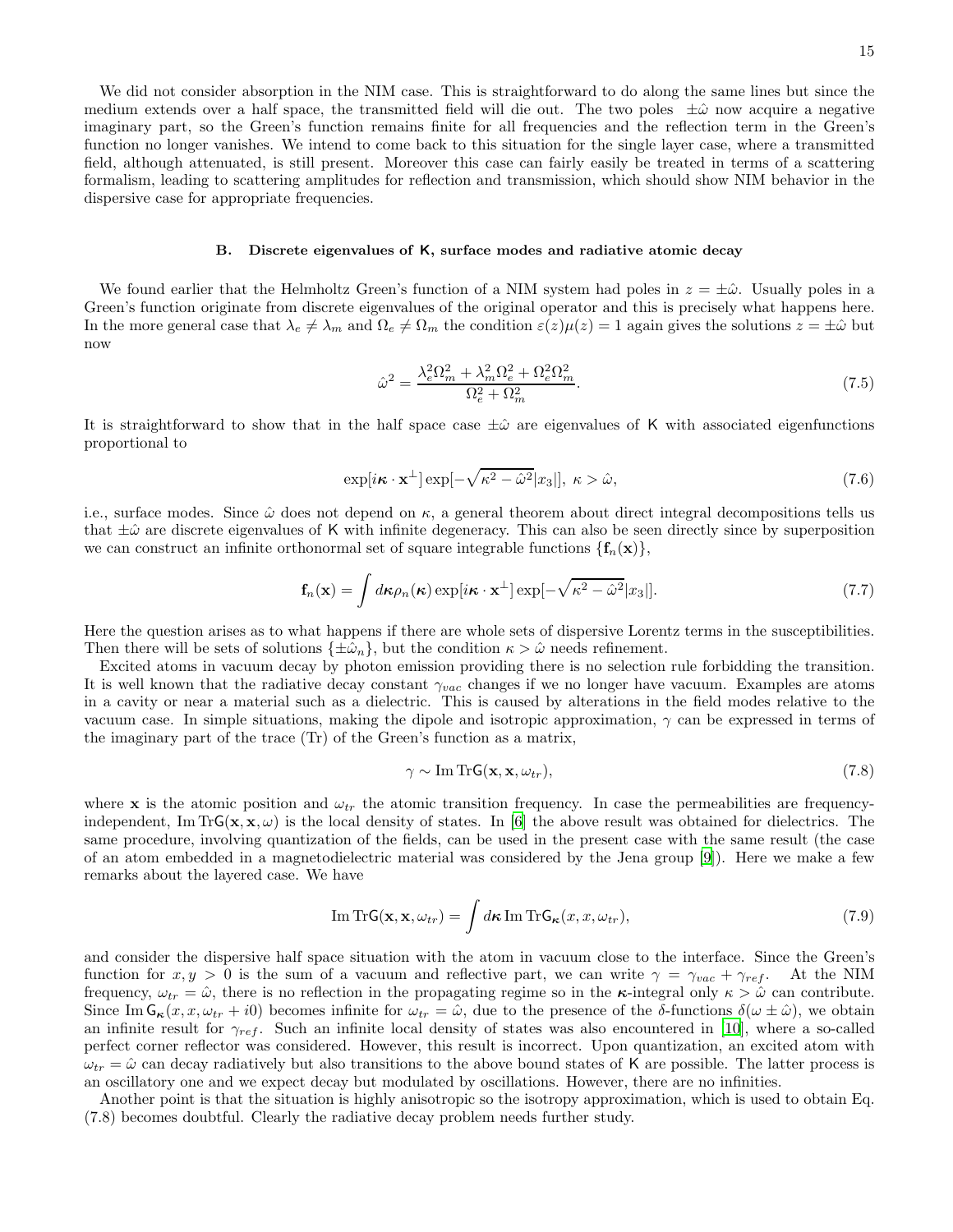We did not consider absorption in the NIM case. This is straightforward to do along the same lines but since the medium extends over a half space, the transmitted field will die out. The two poles $\pm\hat{\omega}$ now acquire a negative imaginary part, so the Green's function remains finite for all frequencies and the reflection term in the Green's function no longer vanishes. We intend to come back to this situation for the single layer case, where a transmitted field, although attenuated, is still present. Moreover this case can fairly easily be treated in terms of a scattering formalism, leading to scattering amplitudes for reflection and transmission, which should show NIM behavior in the dispersive case for appropriate frequencies.

### B. Discrete eigenvalues of K, surface modes and radiative atomic decay

We found earlier that the Helmholtz Green's function of a NIM system had poles in $z = \pm\hat{\omega}$. Usually poles in a Green's function originate from discrete eigenvalues of the original operator and this is precisely what happens here. In the more general case that $\lambda_e \neq \lambda_m$ and $\Omega_e \neq \Omega_m$ the condition $\varepsilon(z)\mu(z) = 1$ again gives the solutions $z = \pm\hat{\omega}$ but now

$$\hat{\omega}^2 = \frac{\lambda_e^2\Omega_m^2 + \lambda_m^2\Omega_e^2 + \Omega_e^2\Omega_m^2}{\Omega_e^2 + \Omega_m^2}. \tag{7.5}$$

It is straightforward to show that in the half space case $\pm\hat{\omega}$ are eigenvalues of K with associated eigenfunctions proportional to

$$\exp[i\boldsymbol{\kappa}\cdot\mathbf{x}^{\perp}]\exp[-\sqrt{\kappa^2 - \hat{\omega}^2}|x_3|],\ \kappa > \hat{\omega}, \tag{7.6}$$

i.e., surface modes. Since $\hat{\omega}$ does not depend on $\kappa$, a general theorem about direct integral decompositions tells us that $\pm\hat{\omega}$ are discrete eigenvalues of K with infinite degeneracy. This can also be seen directly since by superposition we can construct an infinite orthonormal set of square integrable functions $\{\mathbf{f}_n(\mathbf{x})\}$,

$$\mathbf{f}_n(\mathbf{x}) = \int d\boldsymbol{\kappa}\rho_n(\boldsymbol{\kappa})\exp[i\boldsymbol{\kappa}\cdot\mathbf{x}^{\perp}]\exp[-\sqrt{\kappa^2 - \hat{\omega}^2}|x_3|]. \tag{7.7}$$

Here the question arises as to what happens if there are whole sets of dispersive Lorentz terms in the susceptibilities. Then there will be sets of solutions $\{\pm\hat{\omega}_n\}$, but the condition $\kappa > \hat{\omega}$ needs refinement.

Excited atoms in vacuum decay by photon emission providing there is no selection rule forbidding the transition. It is well known that the radiative decay constant $\gamma_{vac}$ changes if we no longer have vacuum. Examples are atoms in a cavity or near a material such as a dielectric. This is caused by alterations in the field modes relative to the vacuum case. In simple situations, making the dipole and isotropic approximation, $\gamma$ can be expressed in terms of the imaginary part of the trace (Tr) of the Green's function as a matrix,

$$\gamma \sim \operatorname{Im}\operatorname{Tr}\mathsf{G}(\mathbf{x},\mathbf{x},\omega_{tr}), \tag{7.8}$$

where $\mathbf{x}$ is the atomic position and $\omega_{tr}$ the atomic transition frequency. In case the permeabilities are frequency-independent, $\operatorname{Im}\operatorname{Tr}\mathsf{G}(\mathbf{x},\mathbf{x},\omega)$ is the local density of states. In [6] the above result was obtained for dielectrics. The same procedure, involving quantization of the fields, can be used in the present case with the same result (the case of an atom embedded in a magnetodielectric material was considered by the Jena group [9]). Here we make a few remarks about the layered case. We have

$$\operatorname{Im}\operatorname{Tr}\mathsf{G}(\mathbf{x},\mathbf{x},\omega_{tr}) = \int d\boldsymbol{\kappa}\operatorname{Im}\operatorname{Tr}\mathsf{G}_{\boldsymbol{\kappa}}(x,x,\omega_{tr}), \tag{7.9}$$

and consider the dispersive half space situation with the atom in vacuum close to the interface. Since the Green's function for $x, y > 0$ is the sum of a vacuum and reflective part, we can write $\gamma = \gamma_{vac} + \gamma_{ref}$. At the NIM frequency, $\omega_{tr} = \hat{\omega}$, there is no reflection in the propagating regime so in the $\boldsymbol{\kappa}$-integral only $\kappa > \hat{\omega}$ can contribute. Since $\operatorname{Im}\mathsf{G}_{\boldsymbol{\kappa}}(x,x,\omega_{tr} + i0)$ becomes infinite for $\omega_{tr} = \hat{\omega}$, due to the presence of the $\delta$-functions $\delta(\omega \pm \hat{\omega})$, we obtain an infinite result for $\gamma_{ref}$. Such an infinite local density of states was also encountered in [10], where a so-called perfect corner reflector was considered. However, this result is incorrect. Upon quantization, an excited atom with $\omega_{tr} = \hat{\omega}$ can decay radiatively but also transitions to the above bound states of K are possible. The latter process is an oscillatory one and we expect decay but modulated by oscillations. However, there are no infinities.

Another point is that the situation is highly anisotropic so the isotropy approximation, which is used to obtain Eq. (7.8) becomes doubtful. Clearly the radiative decay problem needs further study.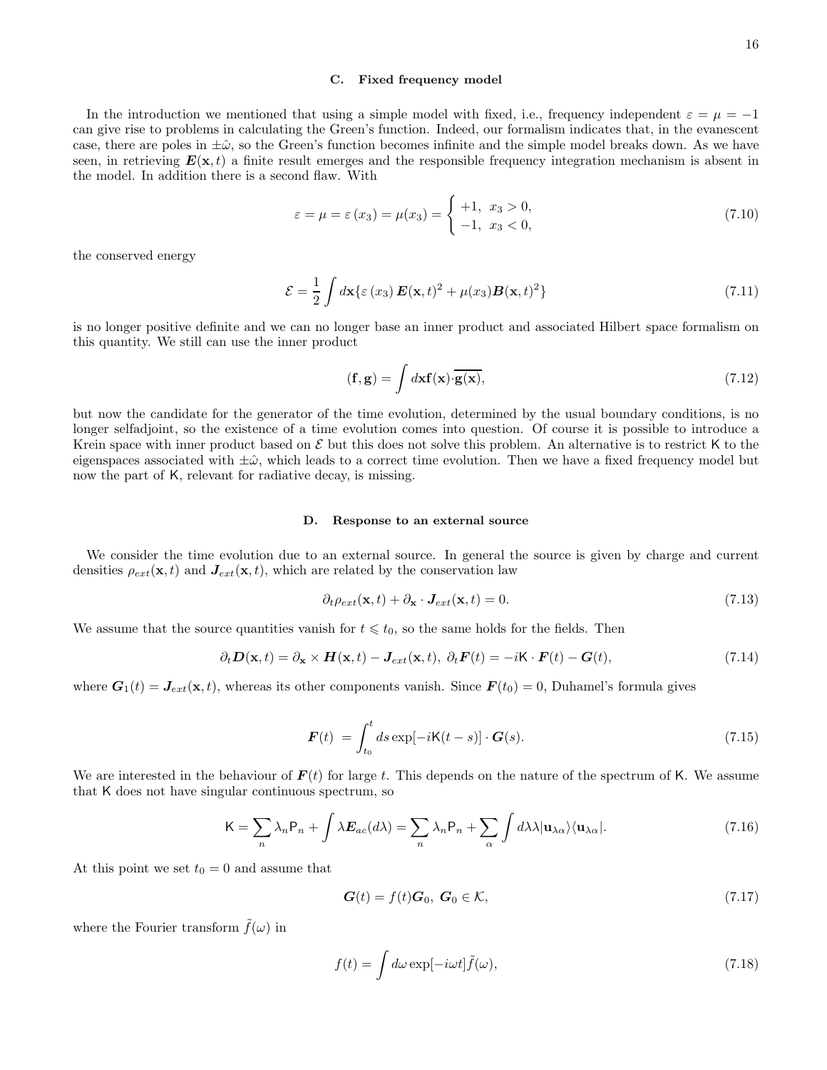### C. Fixed frequency model

In the introduction we mentioned that using a simple model with fixed, i.e., frequency independent $\varepsilon = \mu = -1$ can give rise to problems in calculating the Green's function. Indeed, our formalism indicates that, in the evanescent case, there are poles in $\pm\hat{\omega}$, so the Green's function becomes infinite and the simple model breaks down. As we have seen, in retrieving $\boldsymbol{E}(\mathbf{x},t)$ a finite result emerges and the responsible frequency integration mechanism is absent in the model. In addition there is a second flaw. With

$$\varepsilon = \mu = \varepsilon\left(x_3\right) = \mu(x_3) = \begin{cases} +1, & x_3 > 0, \\ -1, & x_3 < 0, \end{cases} \tag{7.10}$$

the conserved energy

$$\mathcal{E} = \frac{1}{2}\int d\mathbf{x}\{\varepsilon\left(x_3\right)\boldsymbol{E}(\mathbf{x},t)^2 + \mu(x_3)\boldsymbol{B}(\mathbf{x},t)^2\} \tag{7.11}$$

is no longer positive definite and we can no longer base an inner product and associated Hilbert space formalism on this quantity. We still can use the inner product

$$(\mathbf{f},\mathbf{g}) = \int d\mathbf{x}\mathbf{f}(\mathbf{x})\cdot\overline{\mathbf{g}(\mathbf{x})}, \tag{7.12}$$

but now the candidate for the generator of the time evolution, determined by the usual boundary conditions, is no longer selfadjoint, so the existence of a time evolution comes into question. Of course it is possible to introduce a Krein space with inner product based on $\mathcal{E}$ but this does not solve this problem. An alternative is to restrict $\mathsf{K}$ to the eigenspaces associated with $\pm\hat{\omega}$, which leads to a correct time evolution. Then we have a fixed frequency model but now the part of $\mathsf{K}$, relevant for radiative decay, is missing.

### D. Response to an external source

We consider the time evolution due to an external source. In general the source is given by charge and current densities $\rho_{ext}(\mathbf{x},t)$ and $\boldsymbol{J}_{ext}(\mathbf{x},t)$, which are related by the conservation law

$$\partial_t\rho_{ext}(\mathbf{x},t) + \partial_{\mathbf{x}}\cdot\boldsymbol{J}_{ext}(\mathbf{x},t) = 0. \tag{7.13}$$

We assume that the source quantities vanish for $t \leqslant t_0$, so the same holds for the fields. Then

$$\partial_t\boldsymbol{D}(\mathbf{x},t) = \partial_{\mathbf{x}}\times\boldsymbol{H}(\mathbf{x},t) - \boldsymbol{J}_{ext}(\mathbf{x},t),\ \partial_t\boldsymbol{F}(t) = -i\mathsf{K}\cdot\boldsymbol{F}(t) - \boldsymbol{G}(t), \tag{7.14}$$

where $\boldsymbol{G}_1(t) = \boldsymbol{J}_{ext}(\mathbf{x},t)$, whereas its other components vanish. Since $\boldsymbol{F}(t_0) = 0$, Duhamel's formula gives

$$\boldsymbol{F}(t) = \int_{t_0}^{t} ds\exp[-i\mathsf{K}(t-s)]\cdot\boldsymbol{G}(s). \tag{7.15}$$

We are interested in the behaviour of $\boldsymbol{F}(t)$ for large $t$. This depends on the nature of the spectrum of $\mathsf{K}$. We assume that $\mathsf{K}$ does not have singular continuous spectrum, so

$$\mathsf{K} = \sum_n \lambda_n\mathsf{P}_n + \int\lambda\boldsymbol{E}_{ac}(d\lambda) = \sum_n\lambda_n\mathsf{P}_n + \sum_\alpha\int d\lambda\lambda|\mathbf{u}_{\lambda\alpha}\rangle\langle\mathbf{u}_{\lambda\alpha}|. \tag{7.16}$$

At this point we set $t_0 = 0$ and assume that

$$\boldsymbol{G}(t) = f(t)\boldsymbol{G}_0,\ \boldsymbol{G}_0\in\mathcal{K}, \tag{7.17}$$

where the Fourier transform $\tilde{f}(\omega)$ in

$$f(t) = \int d\omega\exp[-i\omega t]\tilde{f}(\omega), \tag{7.18}$$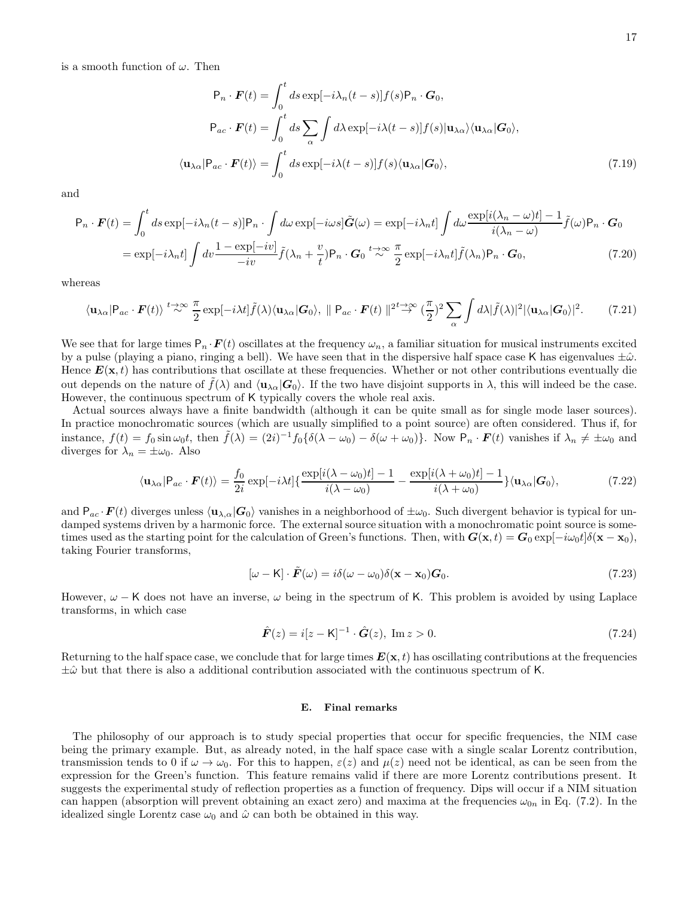is a smooth function of $\omega$. Then

$$
\begin{aligned}
\mathsf{P}_n \cdot \boldsymbol{F}(t) &= \int_0^t ds \exp[-i\lambda_n(t-s)] f(s) \mathsf{P}_n \cdot \boldsymbol{G}_0, \\
\mathsf{P}_{ac} \cdot \boldsymbol{F}(t) &= \int_0^t ds \sum_\alpha \int d\lambda \exp[-i\lambda(t-s)] f(s) |\mathbf{u}_{\lambda\alpha}\rangle\langle \mathbf{u}_{\lambda\alpha}|\boldsymbol{G}_0\rangle, \\
\langle \mathbf{u}_{\lambda\alpha}|\mathsf{P}_{ac} \cdot \boldsymbol{F}(t)\rangle &= \int_0^t ds \exp[-i\lambda(t-s)] f(s) \langle \mathbf{u}_{\lambda\alpha}|\boldsymbol{G}_0\rangle,
\end{aligned} \tag{7.19}
$$

and

$$
\begin{aligned}
\mathsf{P}_n \cdot \boldsymbol{F}(t) &= \int_0^t ds \exp[-i\lambda_n(t-s)] \mathsf{P}_n \cdot \int d\omega \exp[-i\omega s] \tilde{\boldsymbol{G}}(\omega) = \exp[-i\lambda_n t] \int d\omega \frac{\exp[i(\lambda_n - \omega)t] - 1}{i(\lambda_n - \omega)} \tilde{f}(\omega) \mathsf{P}_n \cdot \boldsymbol{G}_0 \\
&= \exp[-i\lambda_n t] \int dv \frac{1 - \exp[-iv]}{-iv} \tilde{f}(\lambda_n + \frac{v}{t}) \mathsf{P}_n \cdot \boldsymbol{G}_0 \overset{t \to \infty}{\sim} \frac{\pi}{2} \exp[-i\lambda_n t] \tilde{f}(\lambda_n) \mathsf{P}_n \cdot \boldsymbol{G}_0,
\end{aligned} \tag{7.20}
$$

whereas

$$
\langle \mathbf{u}_{\lambda\alpha}|\mathsf{P}_{ac} \cdot \boldsymbol{F}(t)\rangle \overset{t \to \infty}{\sim} \frac{\pi}{2} \exp[-i\lambda t] \tilde{f}(\lambda) \langle \mathbf{u}_{\lambda\alpha}|\boldsymbol{G}_0\rangle, \ \| \ \mathsf{P}_{ac} \cdot \boldsymbol{F}(t) \ \|^2 \overset{t \to \infty}{\to} (\frac{\pi}{2})^2 \sum_\alpha \int d\lambda |\tilde{f}(\lambda)|^2 |\langle \mathbf{u}_{\lambda\alpha}|\boldsymbol{G}_0\rangle|^2. \tag{7.21}
$$

We see that for large times $\mathsf{P}_n \cdot \boldsymbol{F}(t)$ oscillates at the frequency $\omega_n$, a familiar situation for musical instruments excited by a pulse (playing a piano, ringing a bell). We have seen that in the dispersive half space case $\mathsf{K}$ has eigenvalues $\pm\hat{\omega}$. Hence $\boldsymbol{E}(\mathbf{x}, t)$ has contributions that oscillate at these frequencies. Whether or not other contributions eventually die out depends on the nature of $\tilde{f}(\lambda)$ and $\langle \mathbf{u}_{\lambda\alpha}|\boldsymbol{G}_0\rangle$. If the two have disjoint supports in $\lambda$, this will indeed be the case. However, the continuous spectrum of $\mathsf{K}$ typically covers the whole real axis.

Actual sources always have a finite bandwidth (although it can be quite small as for single mode laser sources). In practice monochromatic sources (which are usually simplified to a point source) are often considered. Thus if, for instance, $f(t) = f_0 \sin \omega_0 t$, then $\tilde{f}(\lambda) = (2i)^{-1} f_0 \{\delta(\lambda - \omega_0) - \delta(\omega + \omega_0)\}$. Now $\mathsf{P}_n \cdot \boldsymbol{F}(t)$ vanishes if $\lambda_n \neq \pm\omega_0$ and diverges for $\lambda_n = \pm\omega_0$. Also

$$
\langle \mathbf{u}_{\lambda\alpha}|\mathsf{P}_{ac} \cdot \boldsymbol{F}(t)\rangle = \frac{f_0}{2i} \exp[-i\lambda t] \{ \frac{\exp[i(\lambda - \omega_0)t] - 1}{i(\lambda - \omega_0)} - \frac{\exp[i(\lambda + \omega_0)t] - 1}{i(\lambda + \omega_0)} \} \langle \mathbf{u}_{\lambda\alpha}|\boldsymbol{G}_0\rangle, \tag{7.22}
$$

and $\mathsf{P}_{ac} \cdot \boldsymbol{F}(t)$ diverges unless $\langle \mathbf{u}_{\lambda,\alpha}|\boldsymbol{G}_0\rangle$ vanishes in a neighborhood of $\pm\omega_0$. Such divergent behavior is typical for undamped systems driven by a harmonic force. The external source situation with a monochromatic point source is sometimes used as the starting point for the calculation of Green's functions. Then, with $\boldsymbol{G}(\mathbf{x}, t) = \boldsymbol{G}_0 \exp[-i\omega_0 t] \delta(\mathbf{x} - \mathbf{x}_0)$, taking Fourier transforms,

$$
[\omega - \mathsf{K}] \cdot \tilde{\boldsymbol{F}}(\omega) = i\delta(\omega - \omega_0) \delta(\mathbf{x} - \mathbf{x}_0) \boldsymbol{G}_0. \tag{7.23}
$$

However, $\omega - \mathsf{K}$ does not have an inverse, $\omega$ being in the spectrum of $\mathsf{K}$. This problem is avoided by using Laplace transforms, in which case

$$
\hat{\boldsymbol{F}}(z) = i[z - \mathsf{K}]^{-1} \cdot \hat{\boldsymbol{G}}(z), \ \mathrm{Im}\, z > 0. \tag{7.24}
$$

Returning to the half space case, we conclude that for large times $\boldsymbol{E}(\mathbf{x}, t)$ has oscillating contributions at the frequencies $\pm\hat{\omega}$ but that there is also a additional contribution associated with the continuous spectrum of $\mathsf{K}$.

### E. Final remarks

The philosophy of our approach is to study special properties that occur for specific frequencies, the NIM case being the primary example. But, as already noted, in the half space case with a single scalar Lorentz contribution, transmission tends to 0 if $\omega \to \omega_0$. For this to happen, $\varepsilon(z)$ and $\mu(z)$ need not be identical, as can be seen from the expression for the Green's function. This feature remains valid if there are more Lorentz contributions present. It suggests the experimental study of reflection properties as a function of frequency. Dips will occur if a NIM situation can happen (absorption will prevent obtaining an exact zero) and maxima at the frequencies $\omega_{0n}$ in Eq. (7.2). In the idealized single Lorentz case $\omega_0$ and $\hat{\omega}$ can both be obtained in this way.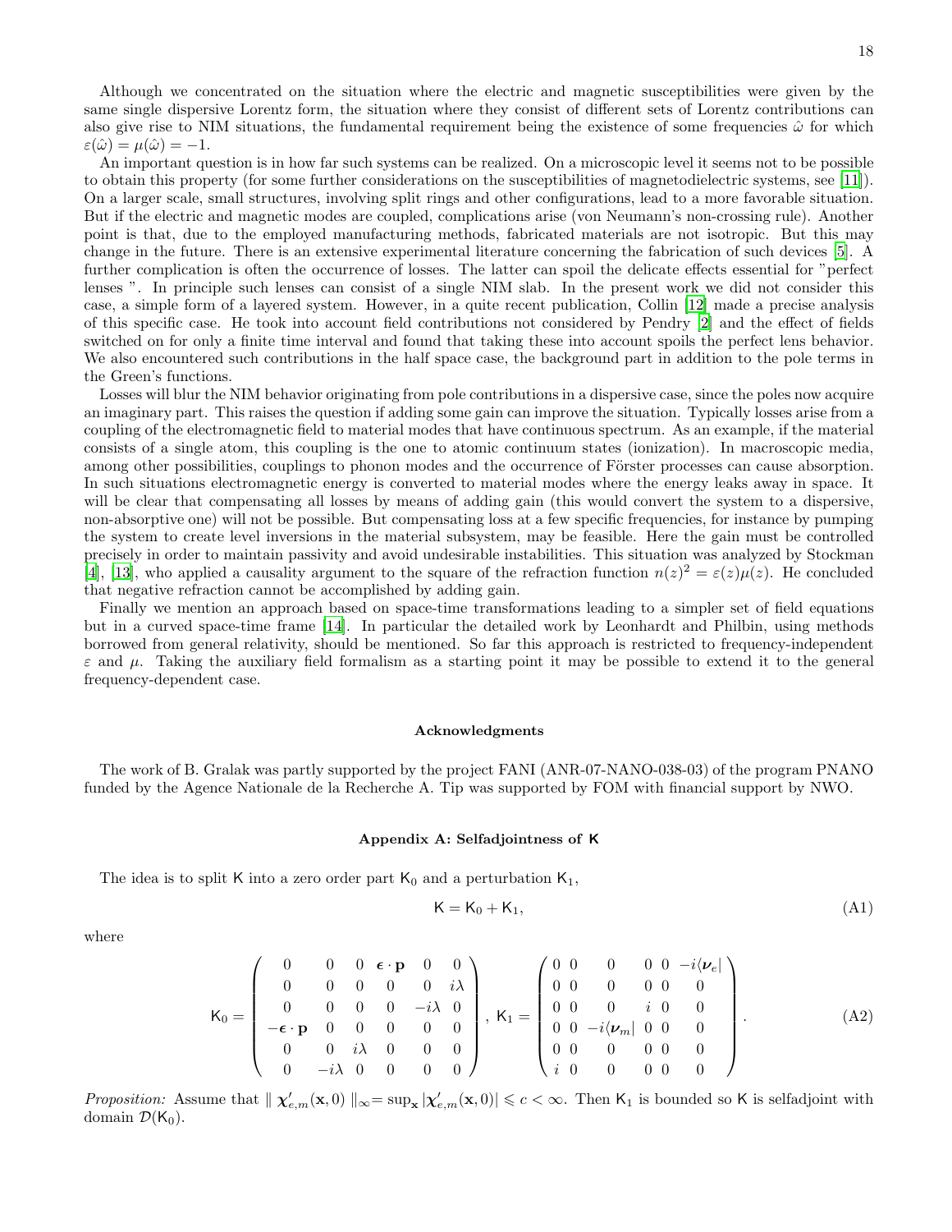Although we concentrated on the situation where the electric and magnetic susceptibilities were given by the same single dispersive Lorentz form, the situation where they consist of different sets of Lorentz contributions can also give rise to NIM situations, the fundamental requirement being the existence of some frequencies $\hat{\omega}$ for which $\varepsilon(\hat{\omega}) = \mu(\hat{\omega}) = -1$.

An important question is in how far such systems can be realized. On a microscopic level it seems not to be possible to obtain this property (for some further considerations on the susceptibilities of magnetodielectric systems, see [11]). On a larger scale, small structures, involving split rings and other configurations, lead to a more favorable situation. But if the electric and magnetic modes are coupled, complications arise (von Neumann's non-crossing rule). Another point is that, due to the employed manufacturing methods, fabricated materials are not isotropic. But this may change in the future. There is an extensive experimental literature concerning the fabrication of such devices [5]. A further complication is often the occurrence of losses. The latter can spoil the delicate effects essential for "perfect lenses ". In principle such lenses can consist of a single NIM slab. In the present work we did not consider this case, a simple form of a layered system. However, in a quite recent publication, Collin [12] made a precise analysis of this specific case. He took into account field contributions not considered by Pendry [2] and the effect of fields switched on for only a finite time interval and found that taking these into account spoils the perfect lens behavior. We also encountered such contributions in the half space case, the background part in addition to the pole terms in the Green's functions.

Losses will blur the NIM behavior originating from pole contributions in a dispersive case, since the poles now acquire an imaginary part. This raises the question if adding some gain can improve the situation. Typically losses arise from a coupling of the electromagnetic field to material modes that have continuous spectrum. As an example, if the material consists of a single atom, this coupling is the one to atomic continuum states (ionization). In macroscopic media, among other possibilities, couplings to phonon modes and the occurrence of Förster processes can cause absorption. In such situations electromagnetic energy is converted to material modes where the energy leaks away in space. It will be clear that compensating all losses by means of adding gain (this would convert the system to a dispersive, non-absorptive one) will not be possible. But compensating loss at a few specific frequencies, for instance by pumping the system to create level inversions in the material subsystem, may be feasible. Here the gain must be controlled precisely in order to maintain passivity and avoid undesirable instabilities. This situation was analyzed by Stockman [4], [13], who applied a causality argument to the square of the refraction function $n(z)^2 = \varepsilon(z)\mu(z)$. He concluded that negative refraction cannot be accomplished by adding gain.

Finally we mention an approach based on space-time transformations leading to a simpler set of field equations but in a curved space-time frame [14]. In particular the detailed work by Leonhardt and Philbin, using methods borrowed from general relativity, should be mentioned. So far this approach is restricted to frequency-independent $\varepsilon$ and $\mu$. Taking the auxiliary field formalism as a starting point it may be possible to extend it to the general frequency-dependent case.

### Acknowledgments

The work of B. Gralak was partly supported by the project FANI (ANR-07-NANO-038-03) of the program PNANO funded by the Agence Nationale de la Recherche A. Tip was supported by FOM with financial support by NWO.

### Appendix A: Selfadjointness of $\mathsf{K}$

The idea is to split $\mathsf{K}$ into a zero order part $\mathsf{K}_0$ and a perturbation $\mathsf{K}_1$,

$$\mathsf{K} = \mathsf{K}_0 + \mathsf{K}_1, \tag{A1}$$

where

$$\mathsf{K}_0 = \begin{pmatrix} 0 & 0 & 0 & \boldsymbol{\epsilon}\cdot\mathbf{p} & 0 & 0 \\ 0 & 0 & 0 & 0 & 0 & i\lambda \\ 0 & 0 & 0 & 0 & -i\lambda & 0 \\ -\boldsymbol{\epsilon}\cdot\mathbf{p} & 0 & 0 & 0 & 0 & 0 \\ 0 & 0 & i\lambda & 0 & 0 & 0 \\ 0 & -i\lambda & 0 & 0 & 0 & 0 \end{pmatrix}, \; \mathsf{K}_1 = \begin{pmatrix} 0 & 0 & 0 & 0 & 0 & -i\langle\boldsymbol{\nu}_e| \\ 0 & 0 & 0 & 0 & 0 & 0 \\ 0 & 0 & 0 & i & 0 & 0 \\ 0 & 0 & -i\langle\boldsymbol{\nu}_m| & 0 & 0 & 0 \\ 0 & 0 & 0 & 0 & 0 & 0 \\ i & 0 & 0 & 0 & 0 & 0 \end{pmatrix}. \tag{A2}$$

*Proposition:* Assume that $\parallel \boldsymbol{\chi}'_{e,m}(\mathbf{x},0) \parallel_\infty = \sup_{\mathbf{x}} |\boldsymbol{\chi}'_{e,m}(\mathbf{x},0)| \leqslant c < \infty$. Then $\mathsf{K}_1$ is bounded so $\mathsf{K}$ is selfadjoint with domain $\mathcal{D}(\mathsf{K}_0)$.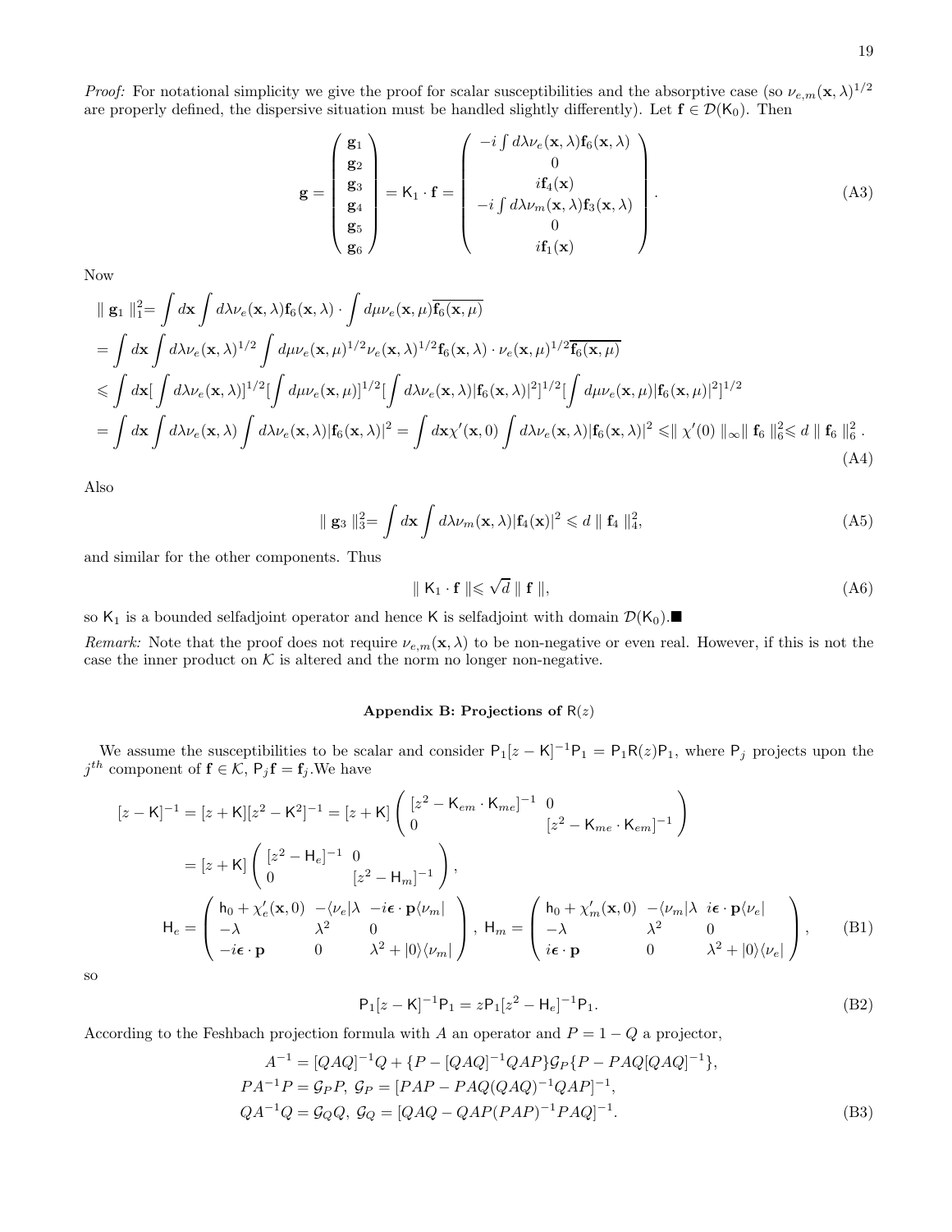*Proof:* For notational simplicity we give the proof for scalar susceptibilities and the absorptive case (so $\nu_{e,m}(\mathbf{x},\lambda)^{1/2}$ are properly defined, the dispersive situation must be handled slightly differently). Let $\mathbf{f} \in \mathcal{D}(\mathsf{K}_0)$. Then

$$
\mathbf{g} = \begin{pmatrix} \mathbf{g}_1 \\ \mathbf{g}_2 \\ \mathbf{g}_3 \\ \mathbf{g}_4 \\ \mathbf{g}_5 \\ \mathbf{g}_6 \end{pmatrix} = \mathsf{K}_1 \cdot \mathbf{f} = \begin{pmatrix} -i\int d\lambda \nu_e(\mathbf{x},\lambda)\mathbf{f}_6(\mathbf{x},\lambda) \\ 0 \\ i\mathbf{f}_4(\mathbf{x}) \\ -i\int d\lambda \nu_m(\mathbf{x},\lambda)\mathbf{f}_3(\mathbf{x},\lambda) \\ 0 \\ i\mathbf{f}_1(\mathbf{x}) \end{pmatrix}. \tag{A3}
$$

Now

$$
\begin{aligned}
&\parallel \mathbf{g}_1 \parallel_1^2 = \int d\mathbf{x} \int d\lambda \nu_e(\mathbf{x},\lambda)\mathbf{f}_6(\mathbf{x},\lambda) \cdot \int d\mu \nu_e(\mathbf{x},\mu)\overline{\mathbf{f}_6(\mathbf{x},\mu)} \\
&= \int d\mathbf{x} \int d\lambda \nu_e(\mathbf{x},\lambda)^{1/2} \int d\mu \nu_e(\mathbf{x},\mu)^{1/2} \nu_e(\mathbf{x},\lambda)^{1/2}\mathbf{f}_6(\mathbf{x},\lambda) \cdot \nu_e(\mathbf{x},\mu)^{1/2}\overline{\mathbf{f}_6(\mathbf{x},\mu)} \\
&\leqslant \int d\mathbf{x} [\int d\lambda \nu_e(\mathbf{x},\lambda)]^{1/2} [\int d\mu \nu_e(\mathbf{x},\mu)]^{1/2} [\int d\lambda \nu_e(\mathbf{x},\lambda)|\mathbf{f}_6(\mathbf{x},\lambda)|^2]^{1/2} [\int d\mu \nu_e(\mathbf{x},\mu)|\mathbf{f}_6(\mathbf{x},\mu)|^2]^{1/2} \\
&= \int d\mathbf{x} \int d\lambda \nu_e(\mathbf{x},\lambda) \int d\lambda \nu_e(\mathbf{x},\lambda)|\mathbf{f}_6(\mathbf{x},\lambda)|^2 = \int d\mathbf{x} \chi'(\mathbf{x},0) \int d\lambda \nu_e(\mathbf{x},\lambda)|\mathbf{f}_6(\mathbf{x},\lambda)|^2 \leqslant \parallel \chi'(0) \parallel_\infty \parallel \mathbf{f}_6 \parallel_6^2 \leqslant d \parallel \mathbf{f}_6 \parallel_6^2 .
\end{aligned} \tag{A4}
$$

Also

$$
\parallel \mathbf{g}_3 \parallel_3^2 = \int d\mathbf{x} \int d\lambda \nu_m(\mathbf{x},\lambda)|\mathbf{f}_4(\mathbf{x})|^2 \leqslant d \parallel \mathbf{f}_4 \parallel_4^2, \tag{A5}
$$

and similar for the other components. Thus

$$
\parallel \mathsf{K}_1 \cdot \mathbf{f} \parallel \leqslant \sqrt{d} \parallel \mathbf{f} \parallel, \tag{A6}
$$

so $\mathsf{K}_1$ is a bounded selfadjoint operator and hence $\mathsf{K}$ is selfadjoint with domain $\mathcal{D}(\mathsf{K}_0)$.■

*Remark:* Note that the proof does not require $\nu_{e,m}(\mathbf{x},\lambda)$ to be non-negative or even real. However, if this is not the case the inner product on $\mathcal{K}$ is altered and the norm no longer non-negative.

## Appendix B: Projections of $\mathsf{R}(z)$

We assume the susceptibilities to be scalar and consider $\mathsf{P}_1[z-\mathsf{K}]^{-1}\mathsf{P}_1 = \mathsf{P}_1\mathsf{R}(z)\mathsf{P}_1$, where $\mathsf{P}_j$ projects upon the $j^{th}$ component of $\mathbf{f} \in \mathcal{K}$, $\mathsf{P}_j\mathbf{f} = \mathbf{f}_j$.We have

$$
\begin{aligned}
[z-\mathsf{K}]^{-1} &= [z+\mathsf{K}][z^2-\mathsf{K}^2]^{-1} = [z+\mathsf{K}] \begin{pmatrix} [z^2-\mathsf{K}_{em}\cdot\mathsf{K}_{me}]^{-1} & 0 \\ 0 & [z^2-\mathsf{K}_{me}\cdot\mathsf{K}_{em}]^{-1} \end{pmatrix} \\
&= [z+\mathsf{K}] \begin{pmatrix} [z^2-\mathsf{H}_e]^{-1} & 0 \\ 0 & [z^2-\mathsf{H}_m]^{-1} \end{pmatrix}, \\
\mathsf{H}_e &= \begin{pmatrix} \mathsf{h}_0 + \chi'_e(\mathbf{x},0) & -\langle\nu_e|\lambda & -i\boldsymbol{\epsilon}\cdot\mathbf{p}\langle\nu_m| \\ -\lambda & \lambda^2 & 0 \\ -i\boldsymbol{\epsilon}\cdot\mathbf{p} & 0 & \lambda^2 + |0\rangle\langle\nu_m| \end{pmatrix},\ \mathsf{H}_m = \begin{pmatrix} \mathsf{h}_0 + \chi'_m(\mathbf{x},0) & -\langle\nu_m|\lambda & i\boldsymbol{\epsilon}\cdot\mathbf{p}\langle\nu_e| \\ -\lambda & \lambda^2 & 0 \\ i\boldsymbol{\epsilon}\cdot\mathbf{p} & 0 & \lambda^2 + |0\rangle\langle\nu_e| \end{pmatrix},
\end{aligned} \tag{B1}
$$

so

$$
\mathsf{P}_1[z-\mathsf{K}]^{-1}\mathsf{P}_1 = z\mathsf{P}_1[z^2-\mathsf{H}_e]^{-1}\mathsf{P}_1. \tag{B2}
$$

According to the Feshbach projection formula with $A$ an operator and $P = 1-Q$ a projector,

$$
\begin{aligned}
&A^{-1} = [QAQ]^{-1}Q + \{P - [QAQ]^{-1}QAP\}\mathcal{G}_P\{P - PAQ[QAQ]^{-1}\}, \\
&PA^{-1}P = \mathcal{G}_P P,\ \mathcal{G}_P = [PAP - PAQ(QAQ)^{-1}QAP]^{-1}, \\
&QA^{-1}Q = \mathcal{G}_Q Q,\ \mathcal{G}_Q = [QAQ - QAP(PAP)^{-1}PAQ]^{-1}.
\end{aligned} \tag{B3}
$$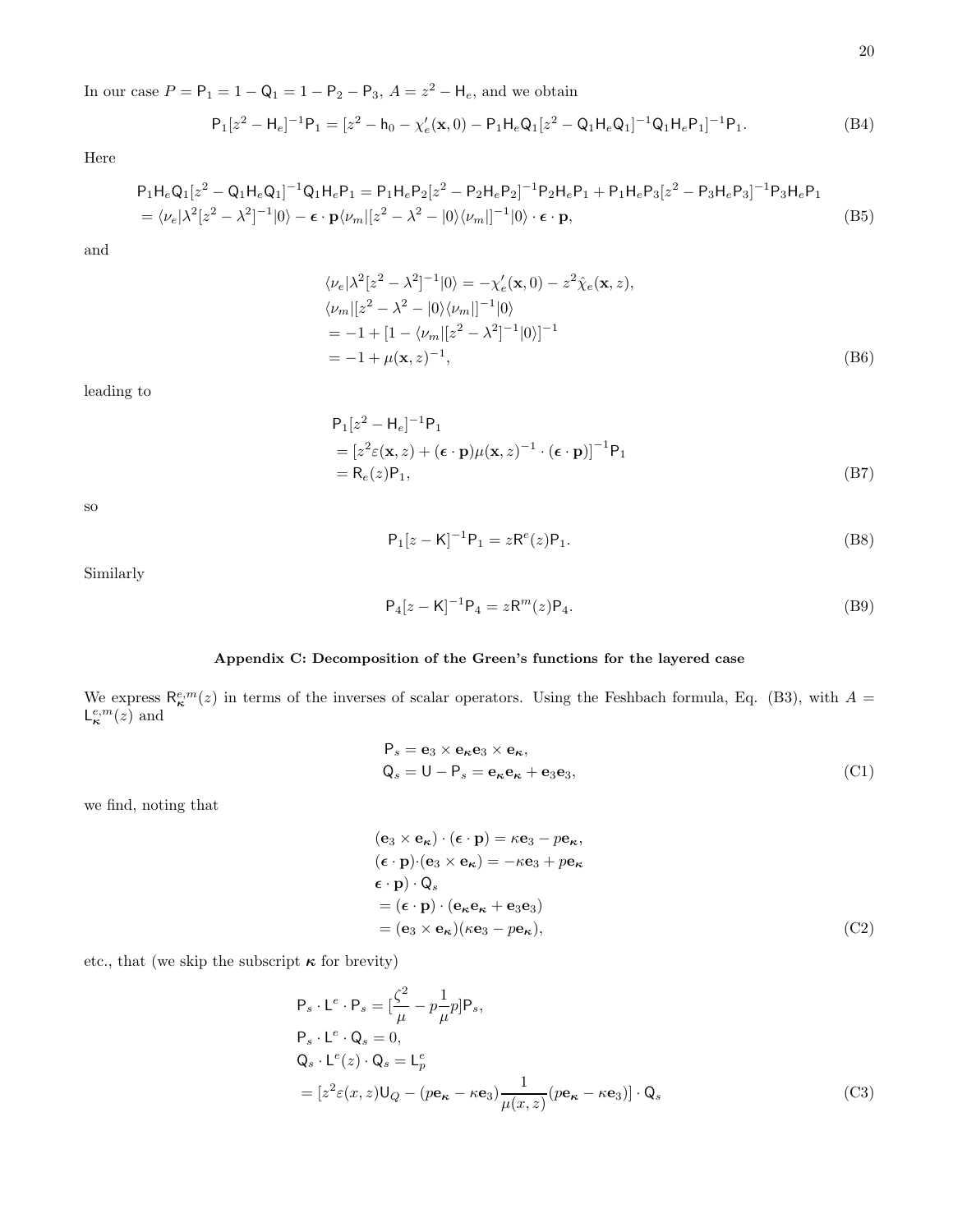In our case $P = \mathsf{P}_1 = 1 - \mathsf{Q}_1 = 1 - \mathsf{P}_2 - \mathsf{P}_3$, $A = z^2 - \mathsf{H}_e$, and we obtain

$$\mathsf{P}_1[z^2 - \mathsf{H}_e]^{-1}\mathsf{P}_1 = [z^2 - \mathsf{h}_0 - \chi_e'(\mathbf{x},0) - \mathsf{P}_1\mathsf{H}_e\mathsf{Q}_1[z^2 - \mathsf{Q}_1\mathsf{H}_e\mathsf{Q}_1]^{-1}\mathsf{Q}_1\mathsf{H}_e\mathsf{P}_1]^{-1}\mathsf{P}_1. \tag{B4}$$

Here

$$\begin{aligned}
&\mathsf{P}_1\mathsf{H}_e\mathsf{Q}_1[z^2 - \mathsf{Q}_1\mathsf{H}_e\mathsf{Q}_1]^{-1}\mathsf{Q}_1\mathsf{H}_e\mathsf{P}_1 = \mathsf{P}_1\mathsf{H}_e\mathsf{P}_2[z^2 - \mathsf{P}_2\mathsf{H}_e\mathsf{P}_2]^{-1}\mathsf{P}_2\mathsf{H}_e\mathsf{P}_1 + \mathsf{P}_1\mathsf{H}_e\mathsf{P}_3[z^2 - \mathsf{P}_3\mathsf{H}_e\mathsf{P}_3]^{-1}\mathsf{P}_3\mathsf{H}_e\mathsf{P}_1 \\
&= \langle\nu_e|\lambda^2[z^2 - \lambda^2]^{-1}|0\rangle - \boldsymbol{\epsilon}\cdot\mathbf{p}\langle\nu_m|[z^2 - \lambda^2 - |0\rangle\langle\nu_m|]^{-1}|0\rangle\cdot\boldsymbol{\epsilon}\cdot\mathbf{p},
\end{aligned} \tag{B5}$$

and

$$\begin{aligned}
&\langle\nu_e|\lambda^2[z^2 - \lambda^2]^{-1}|0\rangle = -\chi_e'(\mathbf{x},0) - z^2\hat{\chi}_e(\mathbf{x},z), \\
&\langle\nu_m|[z^2 - \lambda^2 - |0\rangle\langle\nu_m|]^{-1}|0\rangle \\
&= -1 + [1 - \langle\nu_m|[z^2 - \lambda^2]^{-1}|0\rangle]^{-1} \\
&= -1 + \mu(\mathbf{x},z)^{-1},
\end{aligned} \tag{B6}$$

leading to

$$\begin{aligned}
&\mathsf{P}_1[z^2 - \mathsf{H}_e]^{-1}\mathsf{P}_1 \\
&= [z^2\varepsilon(\mathbf{x},z) + (\boldsymbol{\epsilon}\cdot\mathbf{p})\mu(\mathbf{x},z)^{-1}\cdot(\boldsymbol{\epsilon}\cdot\mathbf{p})]^{-1}\mathsf{P}_1 \\
&= \mathsf{R}_e(z)\mathsf{P}_1,
\end{aligned} \tag{B7}$$

so

$$\mathsf{P}_1[z - \mathsf{K}]^{-1}\mathsf{P}_1 = z\mathsf{R}^e(z)\mathsf{P}_1. \tag{B8}$$

Similarly

$$\mathsf{P}_4[z - \mathsf{K}]^{-1}\mathsf{P}_4 = z\mathsf{R}^m(z)\mathsf{P}_4. \tag{B9}$$

## Appendix C: Decomposition of the Green's functions for the layered case

We express $\mathsf{R}^{e,m}_{\boldsymbol{\kappa}}(z)$ in terms of the inverses of scalar operators. Using the Feshbach formula, Eq. (B3), with $A = \mathsf{L}^{e,m}_{\boldsymbol{\kappa}}(z)$ and

$$\begin{aligned}
&\mathsf{P}_s = \mathbf{e}_3\times\mathbf{e}_{\boldsymbol{\kappa}}\mathbf{e}_3\times\mathbf{e}_{\boldsymbol{\kappa}}, \\
&\mathsf{Q}_s = \mathsf{U} - \mathsf{P}_s = \mathbf{e}_{\boldsymbol{\kappa}}\mathbf{e}_{\boldsymbol{\kappa}} + \mathbf{e}_3\mathbf{e}_3,
\end{aligned} \tag{C1}$$

we find, noting that

$$\begin{aligned}
&(\mathbf{e}_3\times\mathbf{e}_{\boldsymbol{\kappa}})\cdot(\boldsymbol{\epsilon}\cdot\mathbf{p}) = \kappa\mathbf{e}_3 - p\mathbf{e}_{\boldsymbol{\kappa}}, \\
&(\boldsymbol{\epsilon}\cdot\mathbf{p})\cdot(\mathbf{e}_3\times\mathbf{e}_{\boldsymbol{\kappa}}) = -\kappa\mathbf{e}_3 + p\mathbf{e}_{\boldsymbol{\kappa}} \\
&\boldsymbol{\epsilon}\cdot\mathbf{p})\cdot\mathsf{Q}_s \\
&= (\boldsymbol{\epsilon}\cdot\mathbf{p})\cdot(\mathbf{e}_{\boldsymbol{\kappa}}\mathbf{e}_{\boldsymbol{\kappa}} + \mathbf{e}_3\mathbf{e}_3) \\
&= (\mathbf{e}_3\times\mathbf{e}_{\boldsymbol{\kappa}})(\kappa\mathbf{e}_3 - p\mathbf{e}_{\boldsymbol{\kappa}}),
\end{aligned} \tag{C2}$$

etc., that (we skip the subscript $\boldsymbol{\kappa}$ for brevity)

$$\begin{aligned}
&\mathsf{P}_s\cdot\mathsf{L}^e\cdot\mathsf{P}_s = [\frac{\zeta^2}{\mu} - p\frac{1}{\mu}p]\mathsf{P}_s, \\
&\mathsf{P}_s\cdot\mathsf{L}^e\cdot\mathsf{Q}_s = 0, \\
&\mathsf{Q}_s\cdot\mathsf{L}^e(z)\cdot\mathsf{Q}_s = \mathsf{L}^e_p \\
&= [z^2\varepsilon(x,z)\mathsf{U}_Q - (p\mathbf{e}_{\boldsymbol{\kappa}} - \kappa\mathbf{e}_3)\frac{1}{\mu(x,z)}(p\mathbf{e}_{\boldsymbol{\kappa}} - \kappa\mathbf{e}_3)]\cdot\mathsf{Q}_s
\end{aligned} \tag{C3}$$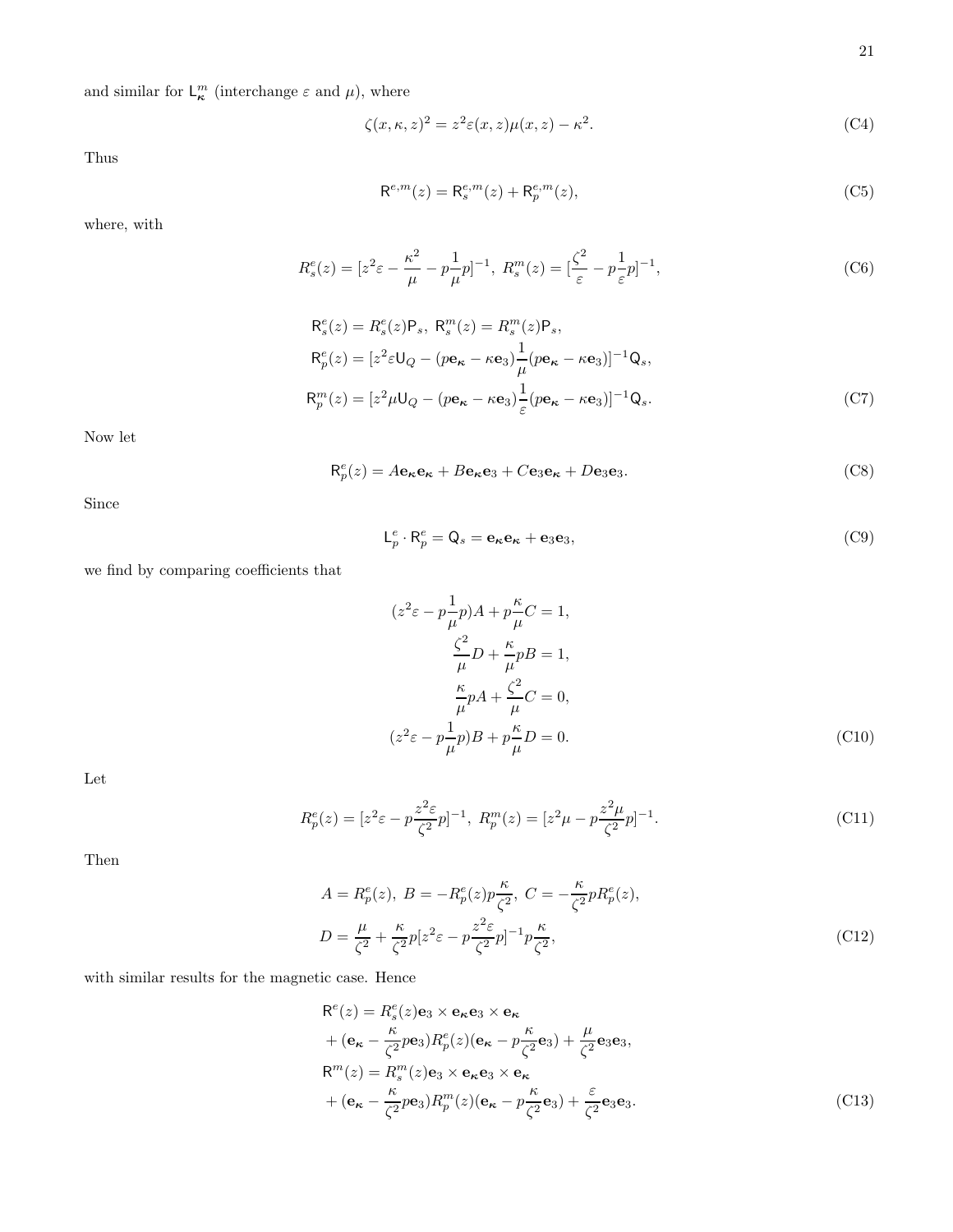and similar for $\mathsf{L}^m_{\boldsymbol{\kappa}}$ (interchange $\varepsilon$ and $\mu$), where

$$\zeta(x,\kappa,z)^2 = z^2\varepsilon(x,z)\mu(x,z) - \kappa^2. \tag{C4}$$

Thus

$$\mathsf{R}^{e,m}(z) = \mathsf{R}^{e,m}_s(z) + \mathsf{R}^{e,m}_p(z), \tag{C5}$$

where, with

$$R^e_s(z) = [z^2\varepsilon - \frac{\kappa^2}{\mu} - p\frac{1}{\mu}p]^{-1},\ R^m_s(z) = [\frac{\zeta^2}{\varepsilon} - p\frac{1}{\varepsilon}p]^{-1}, \tag{C6}$$

$$\begin{aligned}
&\mathsf{R}^e_s(z) = R^e_s(z)\mathsf{P}_s,\ \mathsf{R}^m_s(z) = R^m_s(z)\mathsf{P}_s,\\
&\mathsf{R}^e_p(z) = [z^2\varepsilon\mathsf{U}_Q - (p\mathbf{e}_{\boldsymbol{\kappa}} - \kappa\mathbf{e}_3)\frac{1}{\mu}(p\mathbf{e}_{\boldsymbol{\kappa}} - \kappa\mathbf{e}_3)]^{-1}\mathsf{Q}_s,\\
&\mathsf{R}^m_p(z) = [z^2\mu\mathsf{U}_Q - (p\mathbf{e}_{\boldsymbol{\kappa}} - \kappa\mathbf{e}_3)\frac{1}{\varepsilon}(p\mathbf{e}_{\boldsymbol{\kappa}} - \kappa\mathbf{e}_3)]^{-1}\mathsf{Q}_s.
\end{aligned} \tag{C7}$$

Now let

$$\mathsf{R}^e_p(z) = A\mathbf{e}_{\boldsymbol{\kappa}}\mathbf{e}_{\boldsymbol{\kappa}} + B\mathbf{e}_{\boldsymbol{\kappa}}\mathbf{e}_3 + C\mathbf{e}_3\mathbf{e}_{\boldsymbol{\kappa}} + D\mathbf{e}_3\mathbf{e}_3. \tag{C8}$$

Since

$$\mathsf{L}^e_p\cdot\mathsf{R}^e_p = \mathsf{Q}_s = \mathbf{e}_{\boldsymbol{\kappa}}\mathbf{e}_{\boldsymbol{\kappa}} + \mathbf{e}_3\mathbf{e}_3, \tag{C9}$$

we find by comparing coefficients that

$$\begin{aligned}
(z^2\varepsilon - p\frac{1}{\mu}p)A + p\frac{\kappa}{\mu}C &= 1,\\
\frac{\zeta^2}{\mu}D + \frac{\kappa}{\mu}pB &= 1,\\
\frac{\kappa}{\mu}pA + \frac{\zeta^2}{\mu}C &= 0,\\
(z^2\varepsilon - p\frac{1}{\mu}p)B + p\frac{\kappa}{\mu}D &= 0.
\end{aligned} \tag{C10}$$

Let

$$R^e_p(z) = [z^2\varepsilon - p\frac{z^2\varepsilon}{\zeta^2}p]^{-1},\ R^m_p(z) = [z^2\mu - p\frac{z^2\mu}{\zeta^2}p]^{-1}. \tag{C11}$$

Then

$$\begin{aligned}
&A = R^e_p(z),\ B = -R^e_p(z)p\frac{\kappa}{\zeta^2},\ C = -\frac{\kappa}{\zeta^2}pR^e_p(z),\\
&D = \frac{\mu}{\zeta^2} + \frac{\kappa}{\zeta^2}p[z^2\varepsilon - p\frac{z^2\varepsilon}{\zeta^2}p]^{-1}p\frac{\kappa}{\zeta^2},
\end{aligned} \tag{C12}$$

with similar results for the magnetic case. Hence

$$\begin{aligned}
&\mathsf{R}^e(z) = R^e_s(z)\mathbf{e}_3\times\mathbf{e}_{\boldsymbol{\kappa}}\mathbf{e}_3\times\mathbf{e}_{\boldsymbol{\kappa}}\\
&+(\mathbf{e}_{\boldsymbol{\kappa}} - \frac{\kappa}{\zeta^2}p\mathbf{e}_3)R^e_p(z)(\mathbf{e}_{\boldsymbol{\kappa}} - p\frac{\kappa}{\zeta^2}\mathbf{e}_3) + \frac{\mu}{\zeta^2}\mathbf{e}_3\mathbf{e}_3,\\
&\mathsf{R}^m(z) = R^m_s(z)\mathbf{e}_3\times\mathbf{e}_{\boldsymbol{\kappa}}\mathbf{e}_3\times\mathbf{e}_{\boldsymbol{\kappa}}\\
&+(\mathbf{e}_{\boldsymbol{\kappa}} - \frac{\kappa}{\zeta^2}p\mathbf{e}_3)R^m_p(z)(\mathbf{e}_{\boldsymbol{\kappa}} - p\frac{\kappa}{\zeta^2}\mathbf{e}_3) + \frac{\varepsilon}{\zeta^2}\mathbf{e}_3\mathbf{e}_3.
\end{aligned} \tag{C13}$$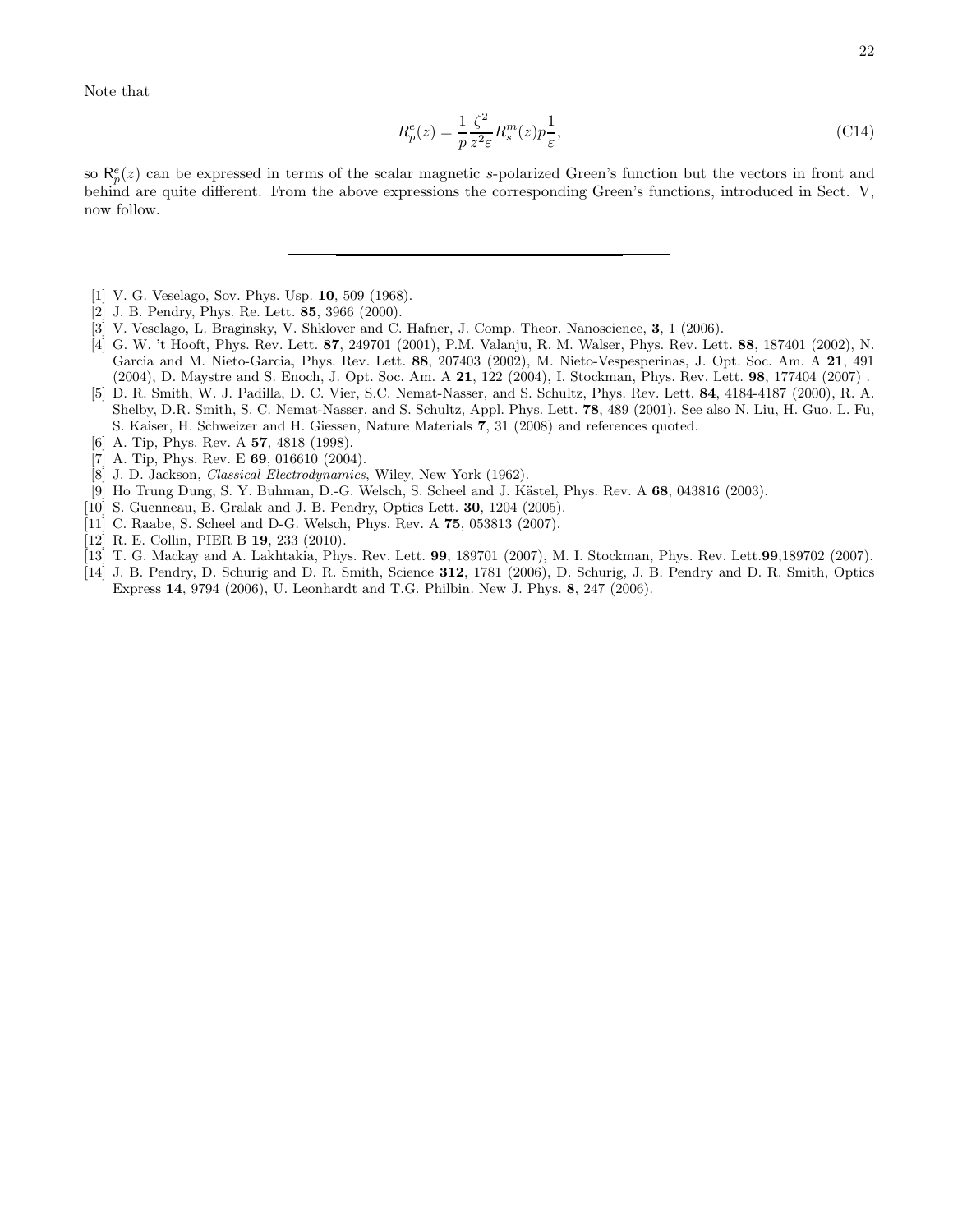Note that

$$R_p^e(z) = \frac{1}{p}\frac{\zeta^2}{z^2\varepsilon}R_s^m(z)p\frac{1}{\varepsilon}, \tag{C14}$$

so $\mathsf{R}_p^e(z)$ can be expressed in terms of the scalar magnetic $s$-polarized Green's function but the vectors in front and behind are quite different. From the above expressions the corresponding Green's functions, introduced in Sect. V, now follow.

---

[1] V. G. Veselago, Sov. Phys. Usp. **10**, 509 (1968).

[2] J. B. Pendry, Phys. Re. Lett. **85**, 3966 (2000).

[3] V. Veselago, L. Braginsky, V. Shklover and C. Hafner, J. Comp. Theor. Nanoscience, **3**, 1 (2006).

[4] G. W. 't Hooft, Phys. Rev. Lett. **87**, 249701 (2001), P.M. Valanju, R. M. Walser, Phys. Rev. Lett. **88**, 187401 (2002), N. Garcia and M. Nieto-Garcia, Phys. Rev. Lett. **88**, 207403 (2002), M. Nieto-Vespesperinas, J. Opt. Soc. Am. A **21**, 491 (2004), D. Maystre and S. Enoch, J. Opt. Soc. Am. A **21**, 122 (2004), I. Stockman, Phys. Rev. Lett. **98**, 177404 (2007) .

[5] D. R. Smith, W. J. Padilla, D. C. Vier, S.C. Nemat-Nasser, and S. Schultz, Phys. Rev. Lett. **84**, 4184-4187 (2000), R. A. Shelby, D.R. Smith, S. C. Nemat-Nasser, and S. Schultz, Appl. Phys. Lett. **78**, 489 (2001). See also N. Liu, H. Guo, L. Fu, S. Kaiser, H. Schweizer and H. Giessen, Nature Materials **7**, 31 (2008) and references quoted.

[6] A. Tip, Phys. Rev. A **57**, 4818 (1998).

[7] A. Tip, Phys. Rev. E **69**, 016610 (2004).

[8] J. D. Jackson, *Classical Electrodynamics*, Wiley, New York (1962).

[9] Ho Trung Dung, S. Y. Buhman, D.-G. Welsch, S. Scheel and J. Kästel, Phys. Rev. A **68**, 043816 (2003).

[10] S. Guenneau, B. Gralak and J. B. Pendry, Optics Lett. **30**, 1204 (2005).

[11] C. Raabe, S. Scheel and D-G. Welsch, Phys. Rev. A **75**, 053813 (2007).

[12] R. E. Collin, PIER B **19**, 233 (2010).

[13] T. G. Mackay and A. Lakhtakia, Phys. Rev. Lett. **99**, 189701 (2007), M. I. Stockman, Phys. Rev. Lett.**99**,189702 (2007).

[14] J. B. Pendry, D. Schurig and D. R. Smith, Science **312**, 1781 (2006), D. Schurig, J. B. Pendry and D. R. Smith, Optics Express **14**, 9794 (2006), U. Leonhardt and T.G. Philbin. New J. Phys. **8**, 247 (2006).